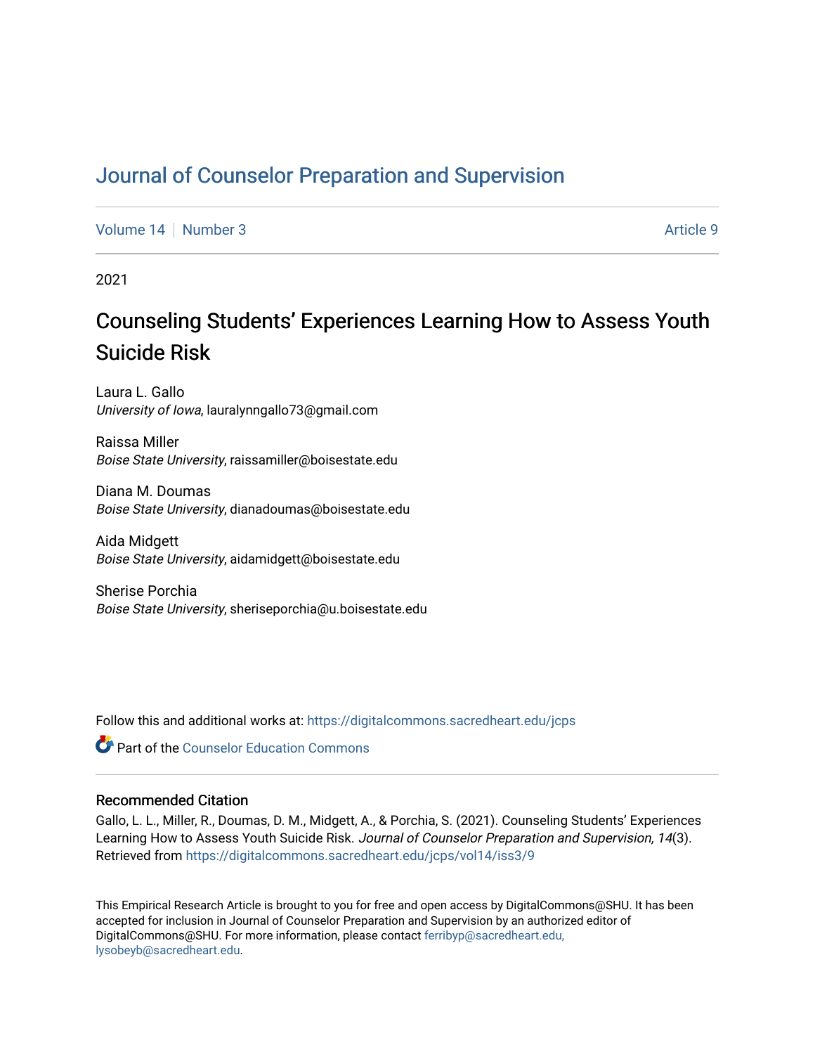# Journal of Counselor Preparation and Supervision

Volume 14 | Number 3 | Article 9

2021

## Counseling Students' Experiences Learning How to Assess Youth Suicide Risk

Laura L. Gallo
*University of Iowa*, lauralynngallo73@gmail.com

Raissa Miller
*Boise State University*, raissamiller@boisestate.edu

Diana M. Doumas
*Boise State University*, dianadoumas@boisestate.edu

Aida Midgett
*Boise State University*, aidamidgett@boisestate.edu

Sherise Porchia
*Boise State University*, sheriseporchia@u.boisestate.edu

Follow this and additional works at: https://digitalcommons.sacredheart.edu/jcps

Part of the Counselor Education Commons

### Recommended Citation

Gallo, L. L., Miller, R., Doumas, D. M., Midgett, A., & Porchia, S. (2021). Counseling Students' Experiences Learning How to Assess Youth Suicide Risk. *Journal of Counselor Preparation and Supervision, 14*(3). Retrieved from https://digitalcommons.sacredheart.edu/jcps/vol14/iss3/9

This Empirical Research Article is brought to you for free and open access by DigitalCommons@SHU. It has been accepted for inclusion in Journal of Counselor Preparation and Supervision by an authorized editor of DigitalCommons@SHU. For more information, please contact ferribyp@sacredheart.edu, lysobeyb@sacredheart.edu.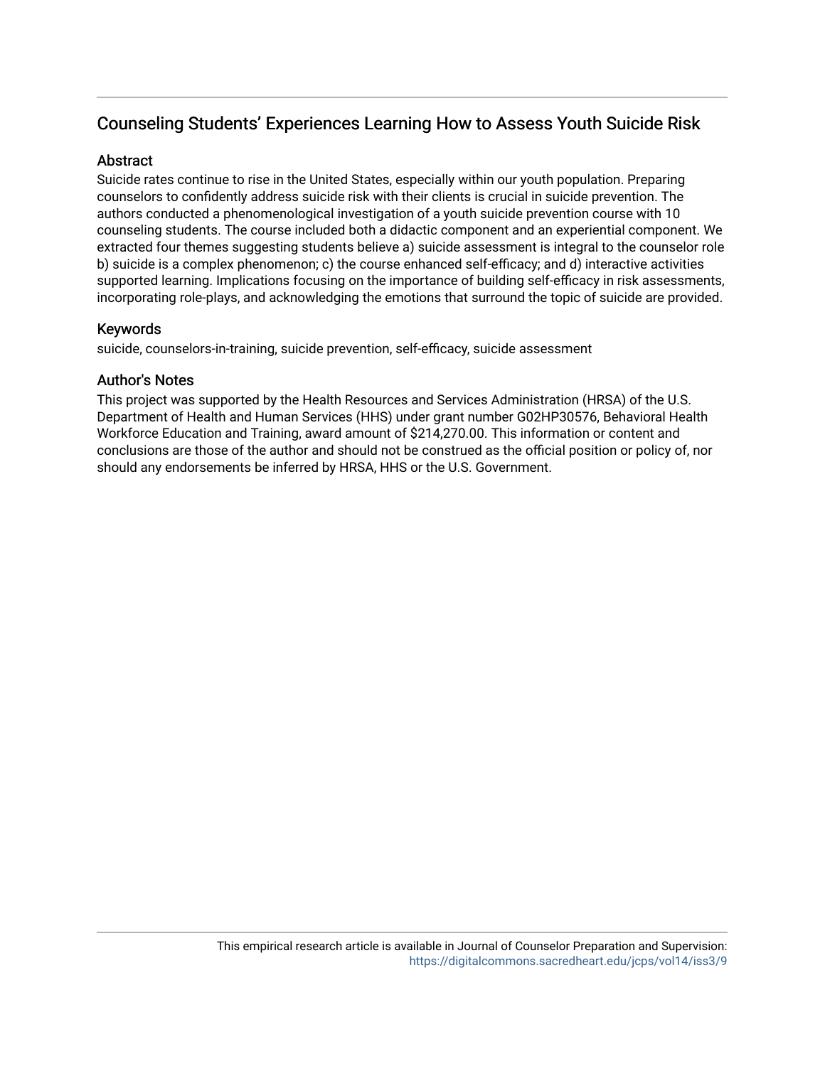# Counseling Students' Experiences Learning How to Assess Youth Suicide Risk

## Abstract

Suicide rates continue to rise in the United States, especially within our youth population. Preparing counselors to confidently address suicide risk with their clients is crucial in suicide prevention. The authors conducted a phenomenological investigation of a youth suicide prevention course with 10 counseling students. The course included both a didactic component and an experiential component. We extracted four themes suggesting students believe a) suicide assessment is integral to the counselor role b) suicide is a complex phenomenon; c) the course enhanced self-efficacy; and d) interactive activities supported learning. Implications focusing on the importance of building self-efficacy in risk assessments, incorporating role-plays, and acknowledging the emotions that surround the topic of suicide are provided.

## Keywords

suicide, counselors-in-training, suicide prevention, self-efficacy, suicide assessment

## Author's Notes

This project was supported by the Health Resources and Services Administration (HRSA) of the U.S. Department of Health and Human Services (HHS) under grant number G02HP30576, Behavioral Health Workforce Education and Training, award amount of $214,270.00. This information or content and conclusions are those of the author and should not be construed as the official position or policy of, nor should any endorsements be inferred by HRSA, HHS or the U.S. Government.

This empirical research article is available in Journal of Counselor Preparation and Supervision: https://digitalcommons.sacredheart.edu/jcps/vol14/iss3/9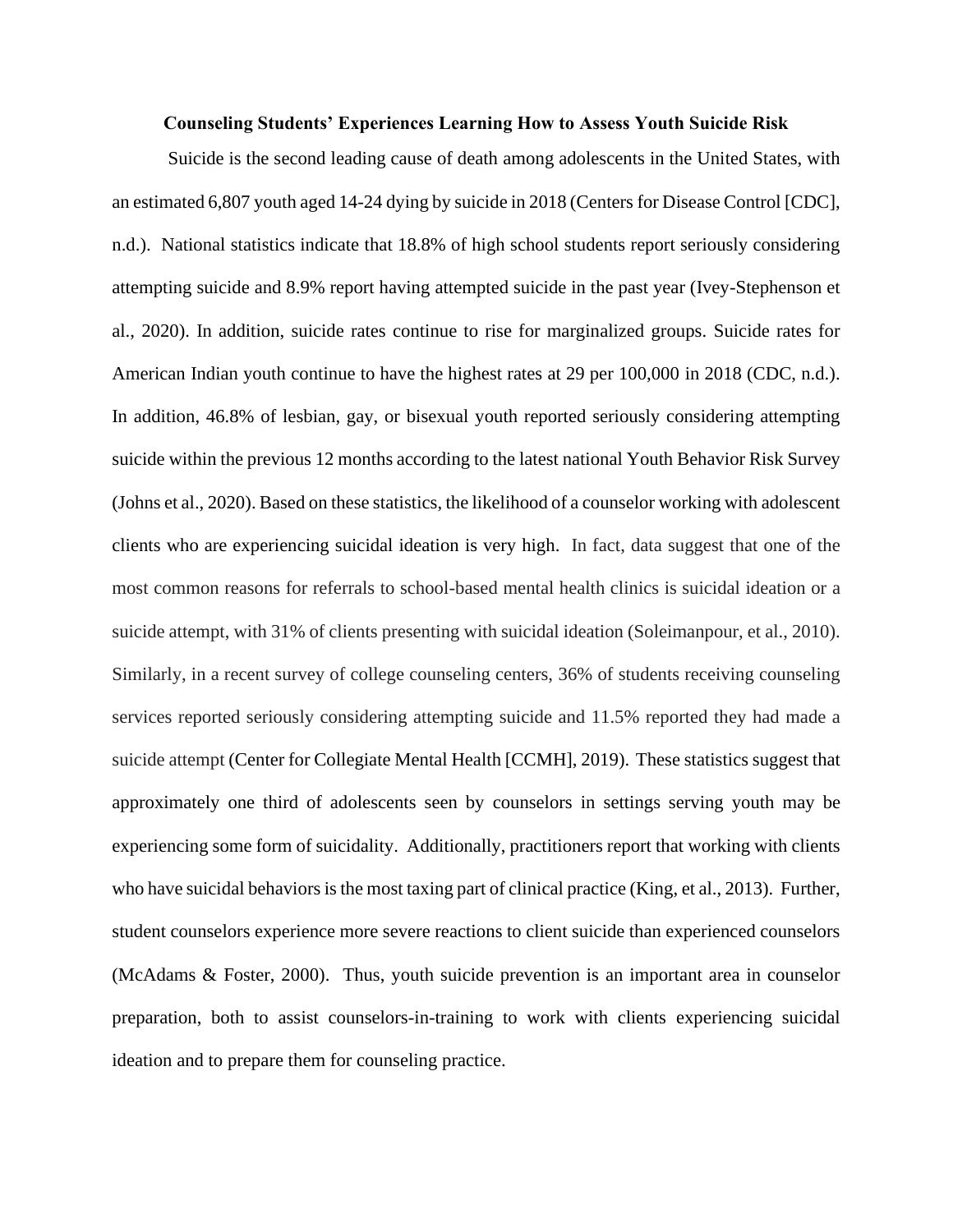**Counseling Students' Experiences Learning How to Assess Youth Suicide Risk**

Suicide is the second leading cause of death among adolescents in the United States, with an estimated 6,807 youth aged 14-24 dying by suicide in 2018 (Centers for Disease Control [CDC], n.d.). National statistics indicate that 18.8% of high school students report seriously considering attempting suicide and 8.9% report having attempted suicide in the past year (Ivey-Stephenson et al., 2020). In addition, suicide rates continue to rise for marginalized groups. Suicide rates for American Indian youth continue to have the highest rates at 29 per 100,000 in 2018 (CDC, n.d.). In addition, 46.8% of lesbian, gay, or bisexual youth reported seriously considering attempting suicide within the previous 12 months according to the latest national Youth Behavior Risk Survey (Johns et al., 2020). Based on these statistics, the likelihood of a counselor working with adolescent clients who are experiencing suicidal ideation is very high. In fact, data suggest that one of the most common reasons for referrals to school-based mental health clinics is suicidal ideation or a suicide attempt, with 31% of clients presenting with suicidal ideation (Soleimanpour, et al., 2010). Similarly, in a recent survey of college counseling centers, 36% of students receiving counseling services reported seriously considering attempting suicide and 11.5% reported they had made a suicide attempt (Center for Collegiate Mental Health [CCMH], 2019). These statistics suggest that approximately one third of adolescents seen by counselors in settings serving youth may be experiencing some form of suicidality. Additionally, practitioners report that working with clients who have suicidal behaviors is the most taxing part of clinical practice (King, et al., 2013). Further, student counselors experience more severe reactions to client suicide than experienced counselors (McAdams & Foster, 2000). Thus, youth suicide prevention is an important area in counselor preparation, both to assist counselors-in-training to work with clients experiencing suicidal ideation and to prepare them for counseling practice.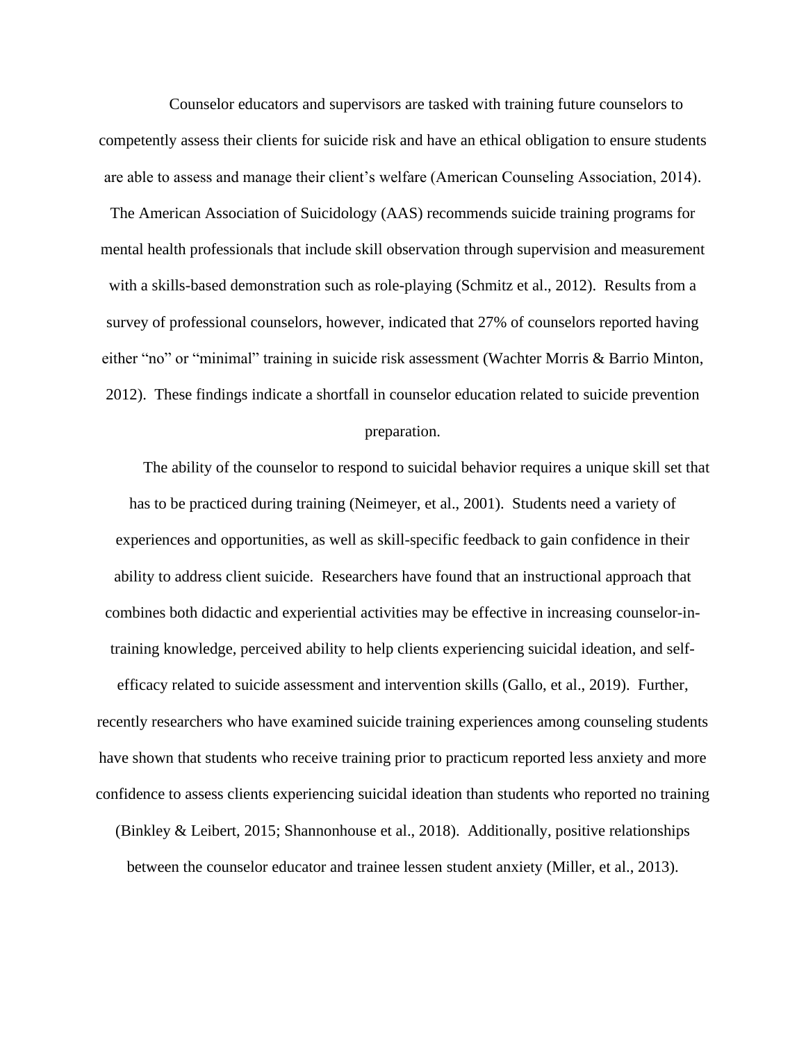Counselor educators and supervisors are tasked with training future counselors to competently assess their clients for suicide risk and have an ethical obligation to ensure students are able to assess and manage their client's welfare (American Counseling Association, 2014). The American Association of Suicidology (AAS) recommends suicide training programs for mental health professionals that include skill observation through supervision and measurement with a skills-based demonstration such as role-playing (Schmitz et al., 2012). Results from a survey of professional counselors, however, indicated that 27% of counselors reported having either "no" or "minimal" training in suicide risk assessment (Wachter Morris & Barrio Minton, 2012). These findings indicate a shortfall in counselor education related to suicide prevention preparation.

The ability of the counselor to respond to suicidal behavior requires a unique skill set that has to be practiced during training (Neimeyer, et al., 2001). Students need a variety of experiences and opportunities, as well as skill-specific feedback to gain confidence in their ability to address client suicide. Researchers have found that an instructional approach that combines both didactic and experiential activities may be effective in increasing counselor-in-training knowledge, perceived ability to help clients experiencing suicidal ideation, and self-efficacy related to suicide assessment and intervention skills (Gallo, et al., 2019). Further, recently researchers who have examined suicide training experiences among counseling students have shown that students who receive training prior to practicum reported less anxiety and more confidence to assess clients experiencing suicidal ideation than students who reported no training (Binkley & Leibert, 2015; Shannonhouse et al., 2018). Additionally, positive relationships between the counselor educator and trainee lessen student anxiety (Miller, et al., 2013).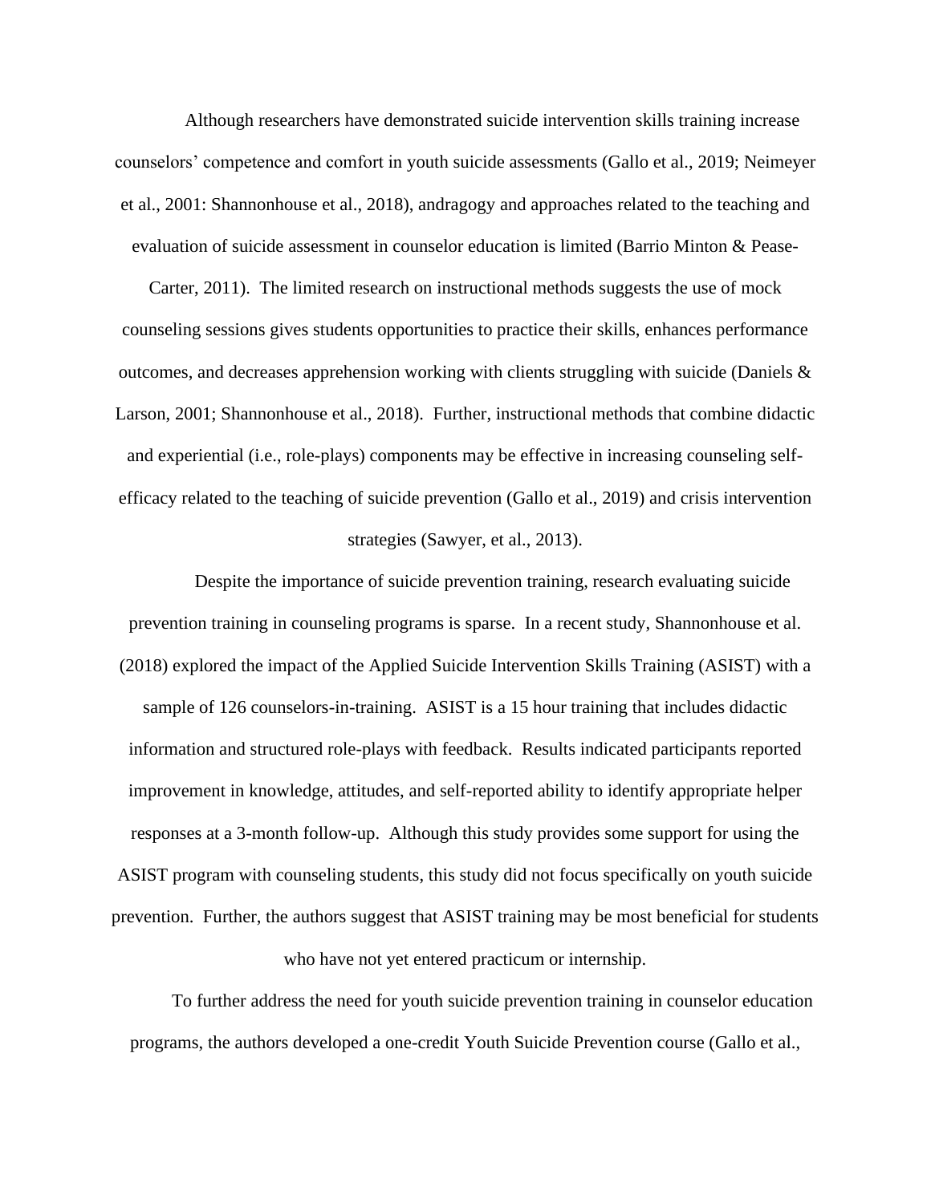Although researchers have demonstrated suicide intervention skills training increase counselors' competence and comfort in youth suicide assessments (Gallo et al., 2019; Neimeyer et al., 2001: Shannonhouse et al., 2018), andragogy and approaches related to the teaching and evaluation of suicide assessment in counselor education is limited (Barrio Minton & Pease-Carter, 2011). The limited research on instructional methods suggests the use of mock counseling sessions gives students opportunities to practice their skills, enhances performance outcomes, and decreases apprehension working with clients struggling with suicide (Daniels & Larson, 2001; Shannonhouse et al., 2018). Further, instructional methods that combine didactic and experiential (i.e., role-plays) components may be effective in increasing counseling self-efficacy related to the teaching of suicide prevention (Gallo et al., 2019) and crisis intervention strategies (Sawyer, et al., 2013).

Despite the importance of suicide prevention training, research evaluating suicide prevention training in counseling programs is sparse. In a recent study, Shannonhouse et al. (2018) explored the impact of the Applied Suicide Intervention Skills Training (ASIST) with a sample of 126 counselors-in-training. ASIST is a 15 hour training that includes didactic information and structured role-plays with feedback. Results indicated participants reported improvement in knowledge, attitudes, and self-reported ability to identify appropriate helper responses at a 3-month follow-up. Although this study provides some support for using the ASIST program with counseling students, this study did not focus specifically on youth suicide prevention. Further, the authors suggest that ASIST training may be most beneficial for students who have not yet entered practicum or internship.

To further address the need for youth suicide prevention training in counselor education programs, the authors developed a one-credit Youth Suicide Prevention course (Gallo et al.,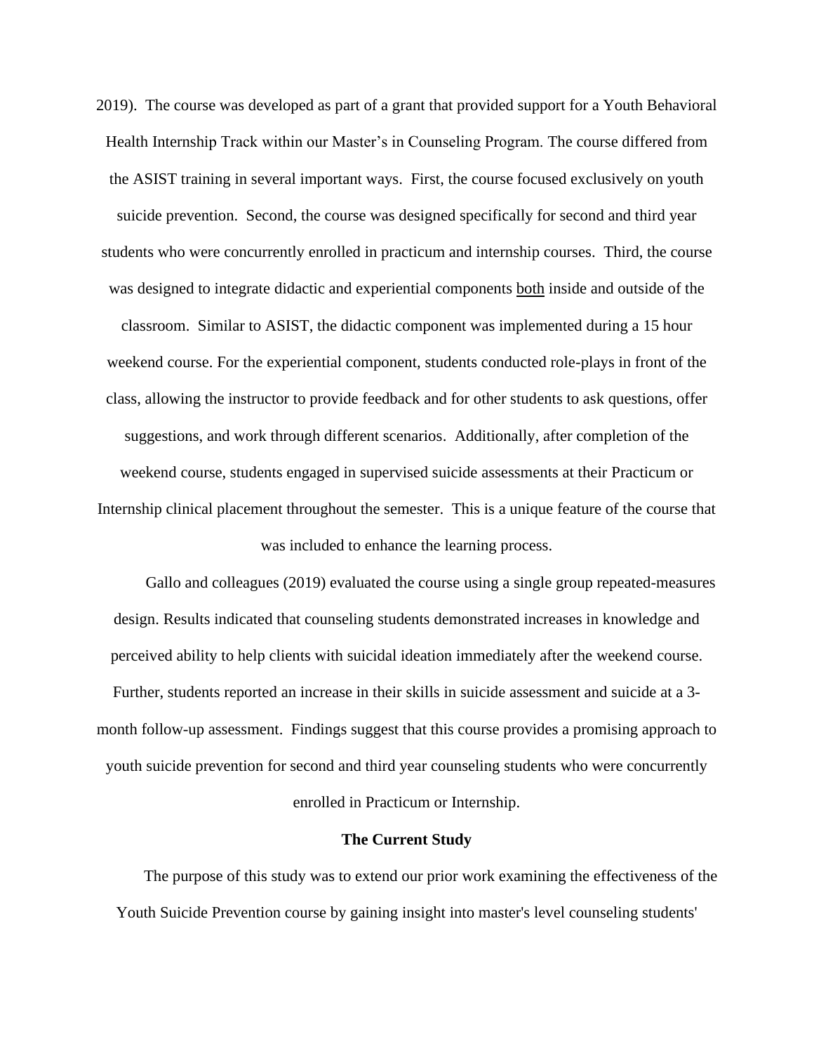2019). The course was developed as part of a grant that provided support for a Youth Behavioral Health Internship Track within our Master's in Counseling Program. The course differed from the ASIST training in several important ways. First, the course focused exclusively on youth suicide prevention. Second, the course was designed specifically for second and third year students who were concurrently enrolled in practicum and internship courses. Third, the course was designed to integrate didactic and experiential components both inside and outside of the classroom. Similar to ASIST, the didactic component was implemented during a 15 hour weekend course. For the experiential component, students conducted role-plays in front of the class, allowing the instructor to provide feedback and for other students to ask questions, offer suggestions, and work through different scenarios. Additionally, after completion of the weekend course, students engaged in supervised suicide assessments at their Practicum or Internship clinical placement throughout the semester. This is a unique feature of the course that was included to enhance the learning process.

Gallo and colleagues (2019) evaluated the course using a single group repeated-measures design. Results indicated that counseling students demonstrated increases in knowledge and perceived ability to help clients with suicidal ideation immediately after the weekend course. Further, students reported an increase in their skills in suicide assessment and suicide at a 3-month follow-up assessment. Findings suggest that this course provides a promising approach to youth suicide prevention for second and third year counseling students who were concurrently enrolled in Practicum or Internship.

## The Current Study

The purpose of this study was to extend our prior work examining the effectiveness of the Youth Suicide Prevention course by gaining insight into master's level counseling students'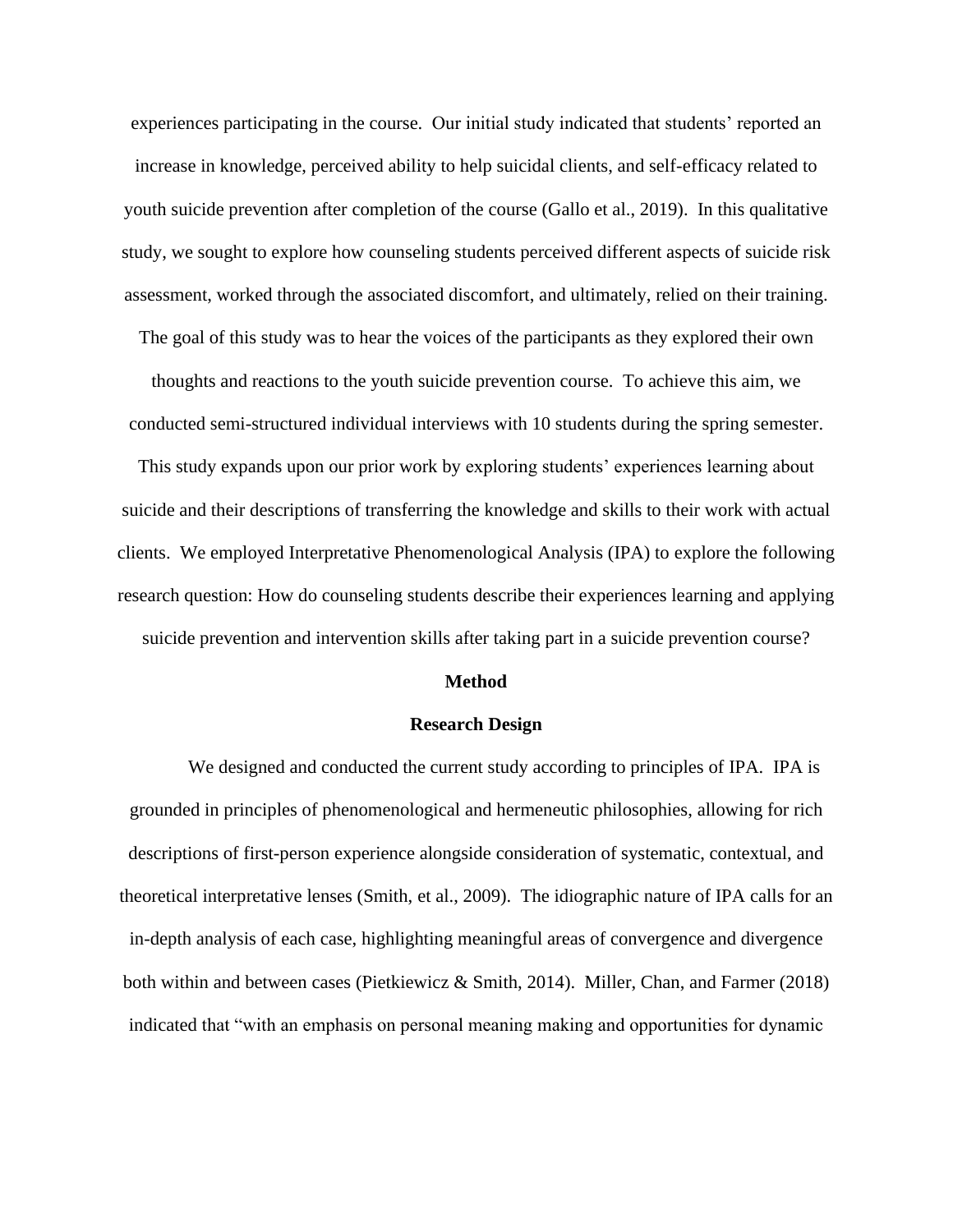experiences participating in the course. Our initial study indicated that students' reported an increase in knowledge, perceived ability to help suicidal clients, and self-efficacy related to youth suicide prevention after completion of the course (Gallo et al., 2019). In this qualitative study, we sought to explore how counseling students perceived different aspects of suicide risk assessment, worked through the associated discomfort, and ultimately, relied on their training. The goal of this study was to hear the voices of the participants as they explored their own thoughts and reactions to the youth suicide prevention course. To achieve this aim, we conducted semi-structured individual interviews with 10 students during the spring semester. This study expands upon our prior work by exploring students' experiences learning about suicide and their descriptions of transferring the knowledge and skills to their work with actual clients. We employed Interpretative Phenomenological Analysis (IPA) to explore the following research question: How do counseling students describe their experiences learning and applying suicide prevention and intervention skills after taking part in a suicide prevention course?

## Method

### Research Design

We designed and conducted the current study according to principles of IPA. IPA is grounded in principles of phenomenological and hermeneutic philosophies, allowing for rich descriptions of first-person experience alongside consideration of systematic, contextual, and theoretical interpretative lenses (Smith, et al., 2009). The idiographic nature of IPA calls for an in-depth analysis of each case, highlighting meaningful areas of convergence and divergence both within and between cases (Pietkiewicz & Smith, 2014). Miller, Chan, and Farmer (2018) indicated that "with an emphasis on personal meaning making and opportunities for dynamic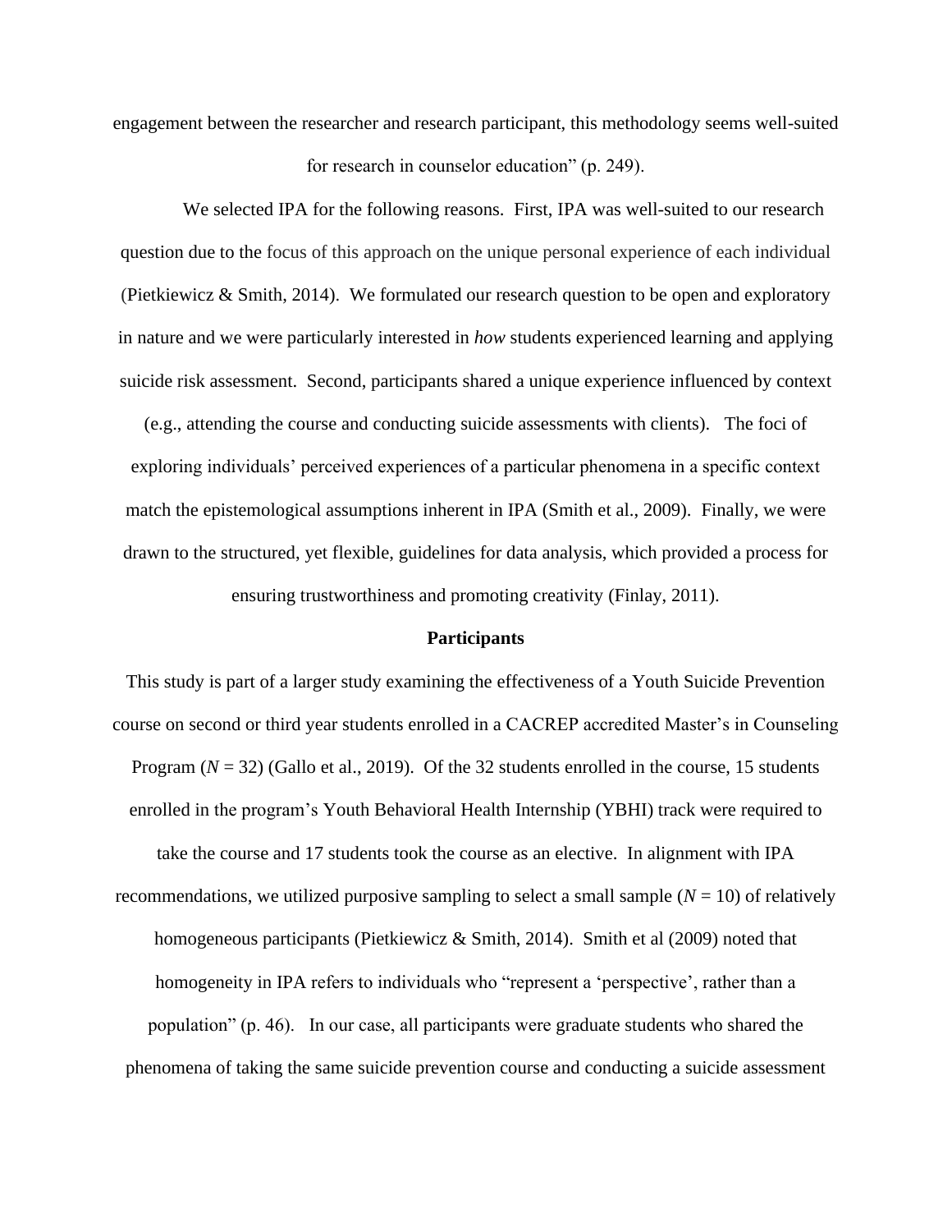engagement between the researcher and research participant, this methodology seems well-suited for research in counselor education" (p. 249).

We selected IPA for the following reasons. First, IPA was well-suited to our research question due to the focus of this approach on the unique personal experience of each individual (Pietkiewicz & Smith, 2014). We formulated our research question to be open and exploratory in nature and we were particularly interested in *how* students experienced learning and applying suicide risk assessment. Second, participants shared a unique experience influenced by context (e.g., attending the course and conducting suicide assessments with clients). The foci of exploring individuals' perceived experiences of a particular phenomena in a specific context match the epistemological assumptions inherent in IPA (Smith et al., 2009). Finally, we were drawn to the structured, yet flexible, guidelines for data analysis, which provided a process for ensuring trustworthiness and promoting creativity (Finlay, 2011).

## Participants

This study is part of a larger study examining the effectiveness of a Youth Suicide Prevention course on second or third year students enrolled in a CACREP accredited Master's in Counseling Program ($N$ = 32) (Gallo et al., 2019). Of the 32 students enrolled in the course, 15 students enrolled in the program's Youth Behavioral Health Internship (YBHI) track were required to take the course and 17 students took the course as an elective. In alignment with IPA recommendations, we utilized purposive sampling to select a small sample ($N$ = 10) of relatively homogeneous participants (Pietkiewicz & Smith, 2014). Smith et al (2009) noted that homogeneity in IPA refers to individuals who "represent a 'perspective', rather than a population" (p. 46). In our case, all participants were graduate students who shared the phenomena of taking the same suicide prevention course and conducting a suicide assessment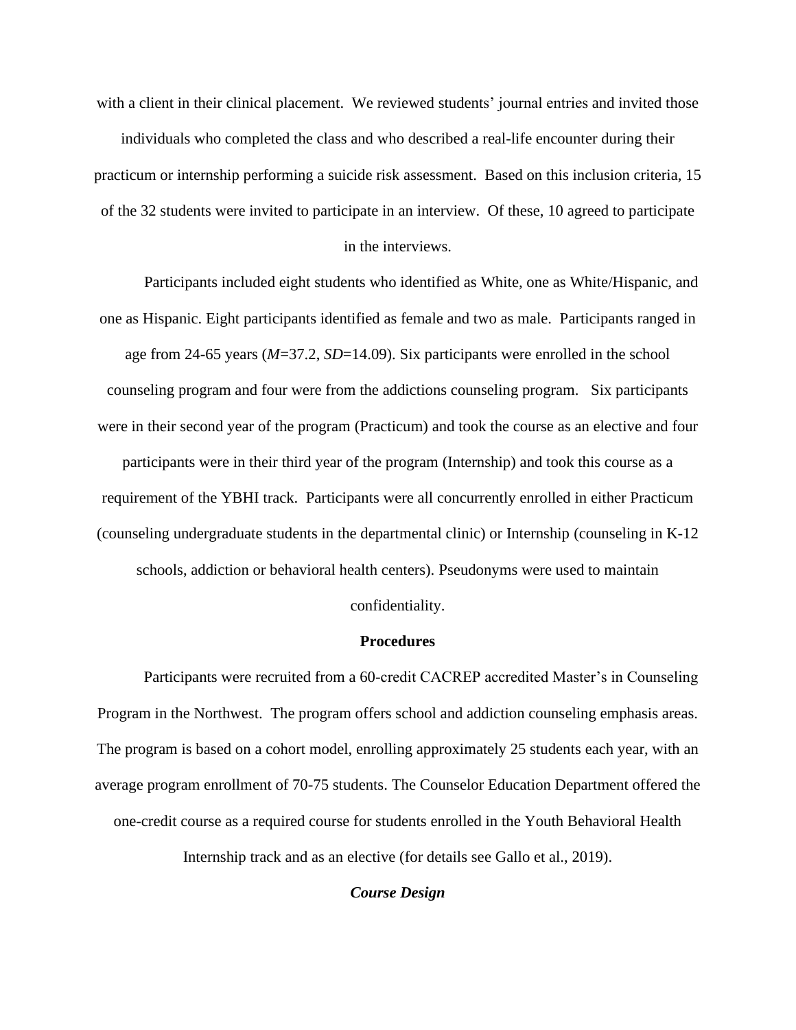with a client in their clinical placement. We reviewed students' journal entries and invited those individuals who completed the class and who described a real-life encounter during their practicum or internship performing a suicide risk assessment. Based on this inclusion criteria, 15 of the 32 students were invited to participate in an interview. Of these, 10 agreed to participate in the interviews.

Participants included eight students who identified as White, one as White/Hispanic, and one as Hispanic. Eight participants identified as female and two as male. Participants ranged in age from 24-65 years (*M*=37.2, *SD*=14.09). Six participants were enrolled in the school counseling program and four were from the addictions counseling program. Six participants were in their second year of the program (Practicum) and took the course as an elective and four participants were in their third year of the program (Internship) and took this course as a requirement of the YBHI track. Participants were all concurrently enrolled in either Practicum (counseling undergraduate students in the departmental clinic) or Internship (counseling in K-12 schools, addiction or behavioral health centers). Pseudonyms were used to maintain confidentiality.

## Procedures

Participants were recruited from a 60-credit CACREP accredited Master's in Counseling Program in the Northwest. The program offers school and addiction counseling emphasis areas. The program is based on a cohort model, enrolling approximately 25 students each year, with an average program enrollment of 70-75 students. The Counselor Education Department offered the one-credit course as a required course for students enrolled in the Youth Behavioral Health Internship track and as an elective (for details see Gallo et al., 2019).

### *Course Design*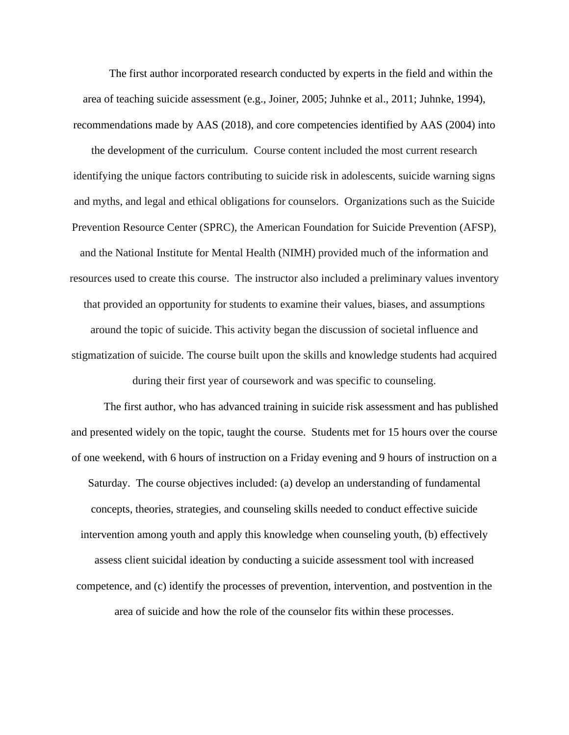The first author incorporated research conducted by experts in the field and within the area of teaching suicide assessment (e.g., Joiner, 2005; Juhnke et al., 2011; Juhnke, 1994), recommendations made by AAS (2018), and core competencies identified by AAS (2004) into the development of the curriculum. Course content included the most current research identifying the unique factors contributing to suicide risk in adolescents, suicide warning signs and myths, and legal and ethical obligations for counselors. Organizations such as the Suicide Prevention Resource Center (SPRC), the American Foundation for Suicide Prevention (AFSP), and the National Institute for Mental Health (NIMH) provided much of the information and resources used to create this course. The instructor also included a preliminary values inventory that provided an opportunity for students to examine their values, biases, and assumptions around the topic of suicide. This activity began the discussion of societal influence and stigmatization of suicide. The course built upon the skills and knowledge students had acquired during their first year of coursework and was specific to counseling.

The first author, who has advanced training in suicide risk assessment and has published and presented widely on the topic, taught the course. Students met for 15 hours over the course of one weekend, with 6 hours of instruction on a Friday evening and 9 hours of instruction on a Saturday. The course objectives included: (a) develop an understanding of fundamental concepts, theories, strategies, and counseling skills needed to conduct effective suicide intervention among youth and apply this knowledge when counseling youth, (b) effectively assess client suicidal ideation by conducting a suicide assessment tool with increased competence, and (c) identify the processes of prevention, intervention, and postvention in the area of suicide and how the role of the counselor fits within these processes.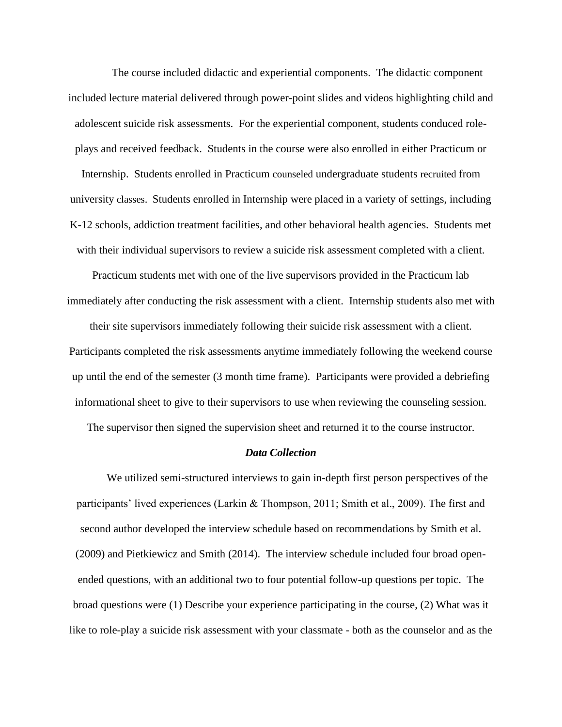The course included didactic and experiential components. The didactic component included lecture material delivered through power-point slides and videos highlighting child and adolescent suicide risk assessments. For the experiential component, students conduced role-plays and received feedback. Students in the course were also enrolled in either Practicum or Internship. Students enrolled in Practicum counseled undergraduate students recruited from university classes. Students enrolled in Internship were placed in a variety of settings, including K-12 schools, addiction treatment facilities, and other behavioral health agencies. Students met with their individual supervisors to review a suicide risk assessment completed with a client. Practicum students met with one of the live supervisors provided in the Practicum lab immediately after conducting the risk assessment with a client. Internship students also met with their site supervisors immediately following their suicide risk assessment with a client. Participants completed the risk assessments anytime immediately following the weekend course up until the end of the semester (3 month time frame). Participants were provided a debriefing informational sheet to give to their supervisors to use when reviewing the counseling session. The supervisor then signed the supervision sheet and returned it to the course instructor.

### *Data Collection*

We utilized semi-structured interviews to gain in-depth first person perspectives of the participants' lived experiences (Larkin & Thompson, 2011; Smith et al., 2009). The first and second author developed the interview schedule based on recommendations by Smith et al. (2009) and Pietkiewicz and Smith (2014). The interview schedule included four broad open-ended questions, with an additional two to four potential follow-up questions per topic. The broad questions were (1) Describe your experience participating in the course, (2) What was it like to role-play a suicide risk assessment with your classmate - both as the counselor and as the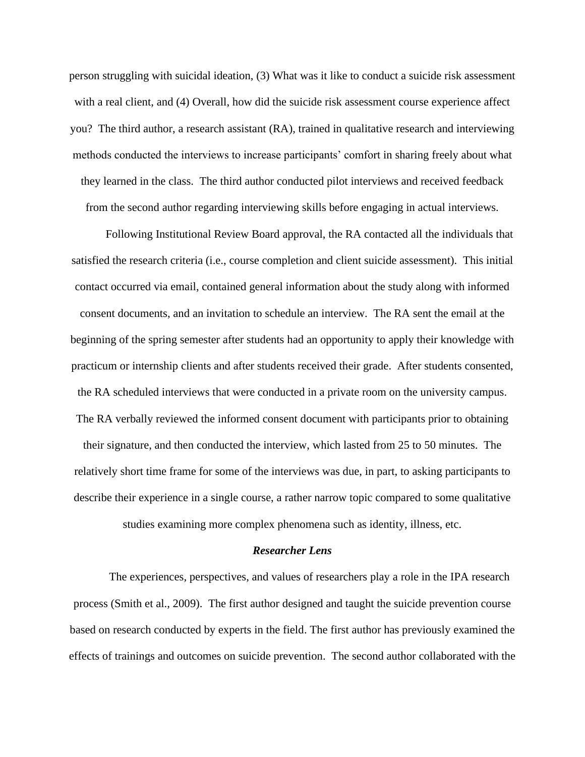person struggling with suicidal ideation, (3) What was it like to conduct a suicide risk assessment with a real client, and (4) Overall, how did the suicide risk assessment course experience affect you? The third author, a research assistant (RA), trained in qualitative research and interviewing methods conducted the interviews to increase participants' comfort in sharing freely about what they learned in the class. The third author conducted pilot interviews and received feedback from the second author regarding interviewing skills before engaging in actual interviews.

Following Institutional Review Board approval, the RA contacted all the individuals that satisfied the research criteria (i.e., course completion and client suicide assessment). This initial contact occurred via email, contained general information about the study along with informed consent documents, and an invitation to schedule an interview. The RA sent the email at the beginning of the spring semester after students had an opportunity to apply their knowledge with practicum or internship clients and after students received their grade. After students consented, the RA scheduled interviews that were conducted in a private room on the university campus. The RA verbally reviewed the informed consent document with participants prior to obtaining their signature, and then conducted the interview, which lasted from 25 to 50 minutes. The relatively short time frame for some of the interviews was due, in part, to asking participants to describe their experience in a single course, a rather narrow topic compared to some qualitative studies examining more complex phenomena such as identity, illness, etc.

### ***Researcher Lens***

The experiences, perspectives, and values of researchers play a role in the IPA research process (Smith et al., 2009). The first author designed and taught the suicide prevention course based on research conducted by experts in the field. The first author has previously examined the effects of trainings and outcomes on suicide prevention. The second author collaborated with the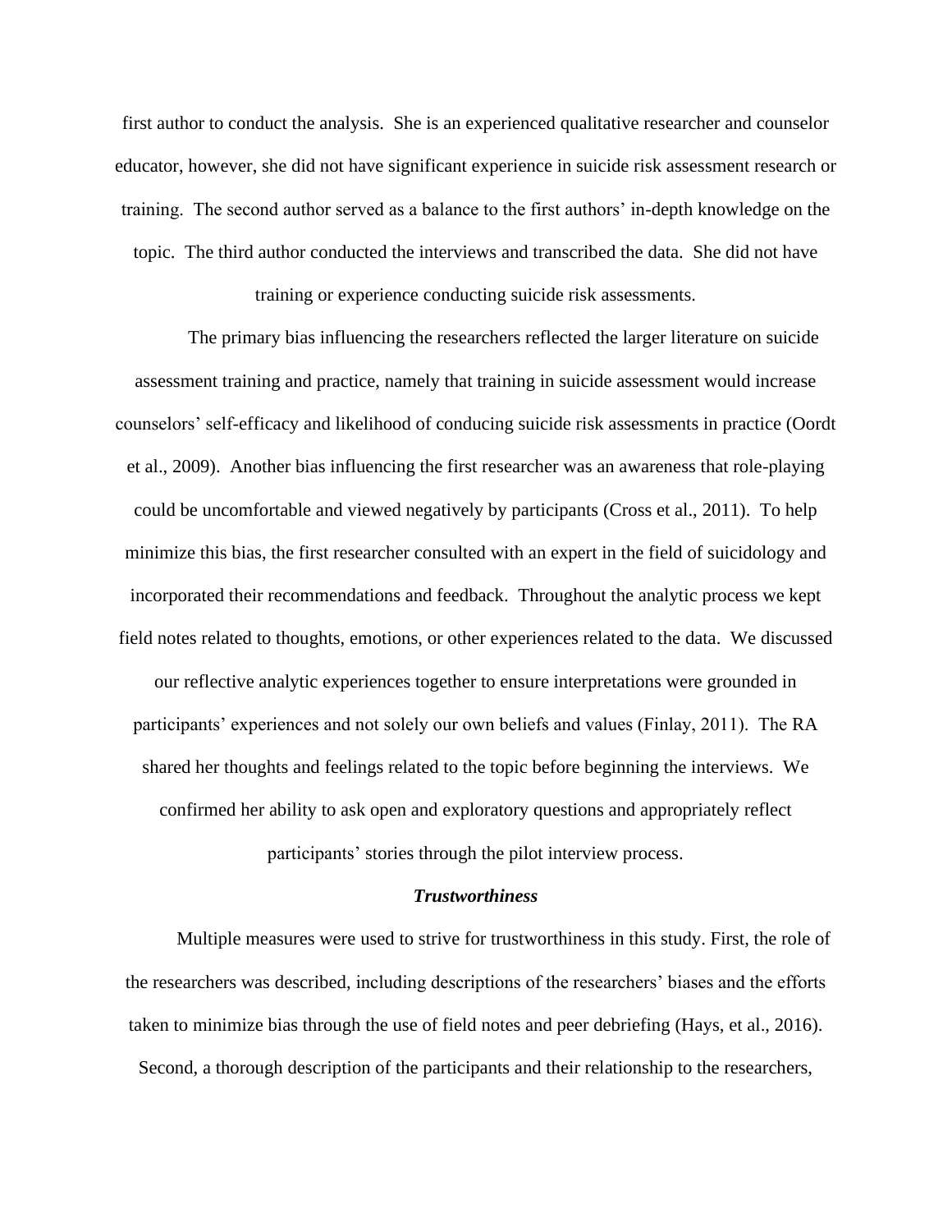first author to conduct the analysis. She is an experienced qualitative researcher and counselor educator, however, she did not have significant experience in suicide risk assessment research or training. The second author served as a balance to the first authors' in-depth knowledge on the topic. The third author conducted the interviews and transcribed the data. She did not have training or experience conducting suicide risk assessments.

The primary bias influencing the researchers reflected the larger literature on suicide assessment training and practice, namely that training in suicide assessment would increase counselors' self-efficacy and likelihood of conducing suicide risk assessments in practice (Oordt et al., 2009). Another bias influencing the first researcher was an awareness that role-playing could be uncomfortable and viewed negatively by participants (Cross et al., 2011). To help minimize this bias, the first researcher consulted with an expert in the field of suicidology and incorporated their recommendations and feedback. Throughout the analytic process we kept field notes related to thoughts, emotions, or other experiences related to the data. We discussed our reflective analytic experiences together to ensure interpretations were grounded in participants' experiences and not solely our own beliefs and values (Finlay, 2011). The RA shared her thoughts and feelings related to the topic before beginning the interviews. We confirmed her ability to ask open and exploratory questions and appropriately reflect participants' stories through the pilot interview process.

### *Trustworthiness*

Multiple measures were used to strive for trustworthiness in this study. First, the role of the researchers was described, including descriptions of the researchers' biases and the efforts taken to minimize bias through the use of field notes and peer debriefing (Hays, et al., 2016). Second, a thorough description of the participants and their relationship to the researchers,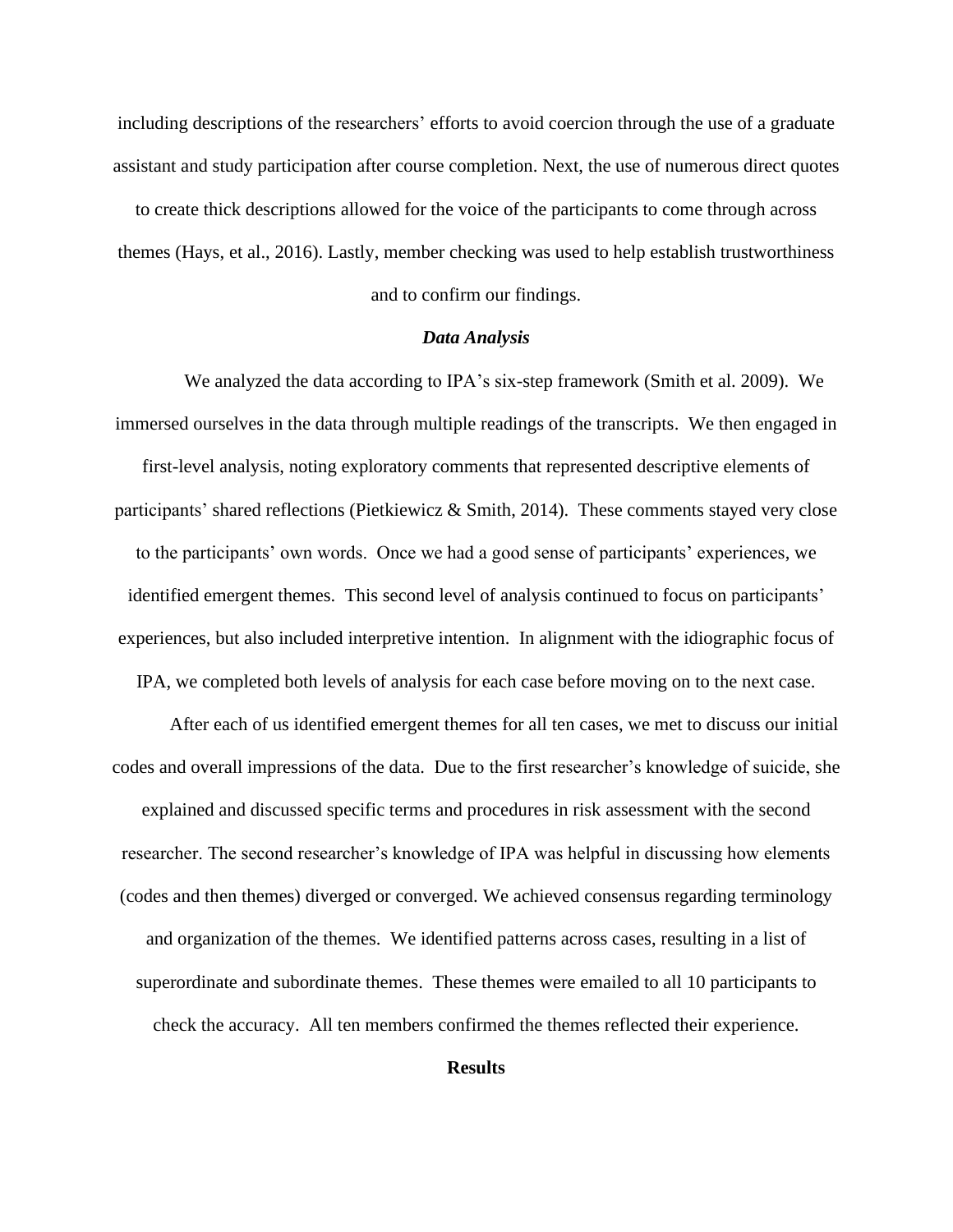including descriptions of the researchers' efforts to avoid coercion through the use of a graduate assistant and study participation after course completion. Next, the use of numerous direct quotes to create thick descriptions allowed for the voice of the participants to come through across themes (Hays, et al., 2016). Lastly, member checking was used to help establish trustworthiness and to confirm our findings.

### *Data Analysis*

We analyzed the data according to IPA's six-step framework (Smith et al. 2009). We immersed ourselves in the data through multiple readings of the transcripts. We then engaged in first-level analysis, noting exploratory comments that represented descriptive elements of participants' shared reflections (Pietkiewicz & Smith, 2014). These comments stayed very close to the participants' own words. Once we had a good sense of participants' experiences, we identified emergent themes. This second level of analysis continued to focus on participants' experiences, but also included interpretive intention. In alignment with the idiographic focus of IPA, we completed both levels of analysis for each case before moving on to the next case.

After each of us identified emergent themes for all ten cases, we met to discuss our initial codes and overall impressions of the data. Due to the first researcher's knowledge of suicide, she explained and discussed specific terms and procedures in risk assessment with the second researcher. The second researcher's knowledge of IPA was helpful in discussing how elements (codes and then themes) diverged or converged. We achieved consensus regarding terminology and organization of the themes. We identified patterns across cases, resulting in a list of superordinate and subordinate themes. These themes were emailed to all 10 participants to check the accuracy. All ten members confirmed the themes reflected their experience.

## Results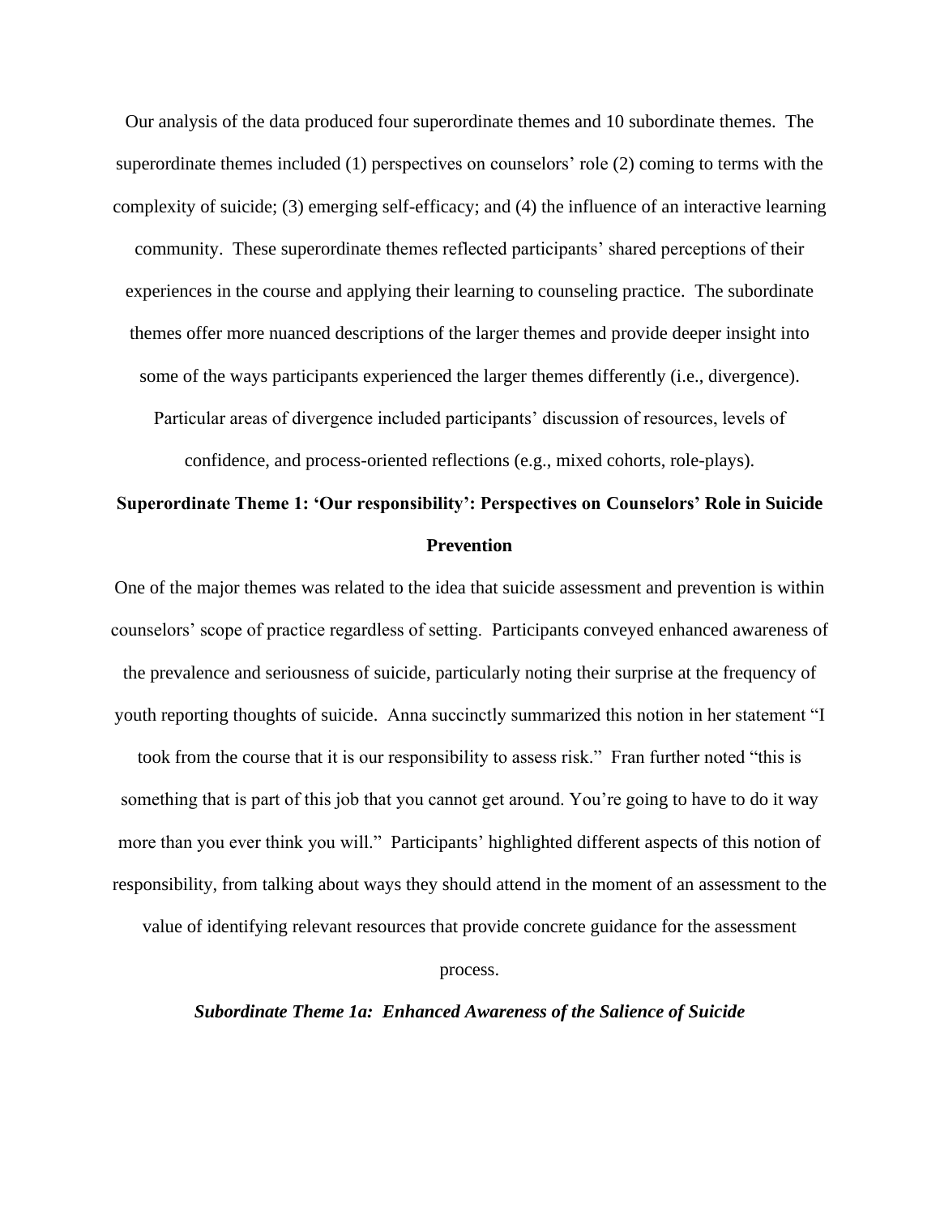Our analysis of the data produced four superordinate themes and 10 subordinate themes. The superordinate themes included (1) perspectives on counselors' role (2) coming to terms with the complexity of suicide; (3) emerging self-efficacy; and (4) the influence of an interactive learning community. These superordinate themes reflected participants' shared perceptions of their experiences in the course and applying their learning to counseling practice. The subordinate themes offer more nuanced descriptions of the larger themes and provide deeper insight into some of the ways participants experienced the larger themes differently (i.e., divergence). Particular areas of divergence included participants' discussion of resources, levels of confidence, and process-oriented reflections (e.g., mixed cohorts, role-plays).

## Superordinate Theme 1: 'Our responsibility': Perspectives on Counselors' Role in Suicide Prevention

One of the major themes was related to the idea that suicide assessment and prevention is within counselors' scope of practice regardless of setting. Participants conveyed enhanced awareness of the prevalence and seriousness of suicide, particularly noting their surprise at the frequency of youth reporting thoughts of suicide. Anna succinctly summarized this notion in her statement "I took from the course that it is our responsibility to assess risk." Fran further noted "this is something that is part of this job that you cannot get around. You're going to have to do it way more than you ever think you will." Participants' highlighted different aspects of this notion of responsibility, from talking about ways they should attend in the moment of an assessment to the value of identifying relevant resources that provide concrete guidance for the assessment process.

### *Subordinate Theme 1a: Enhanced Awareness of the Salience of Suicide*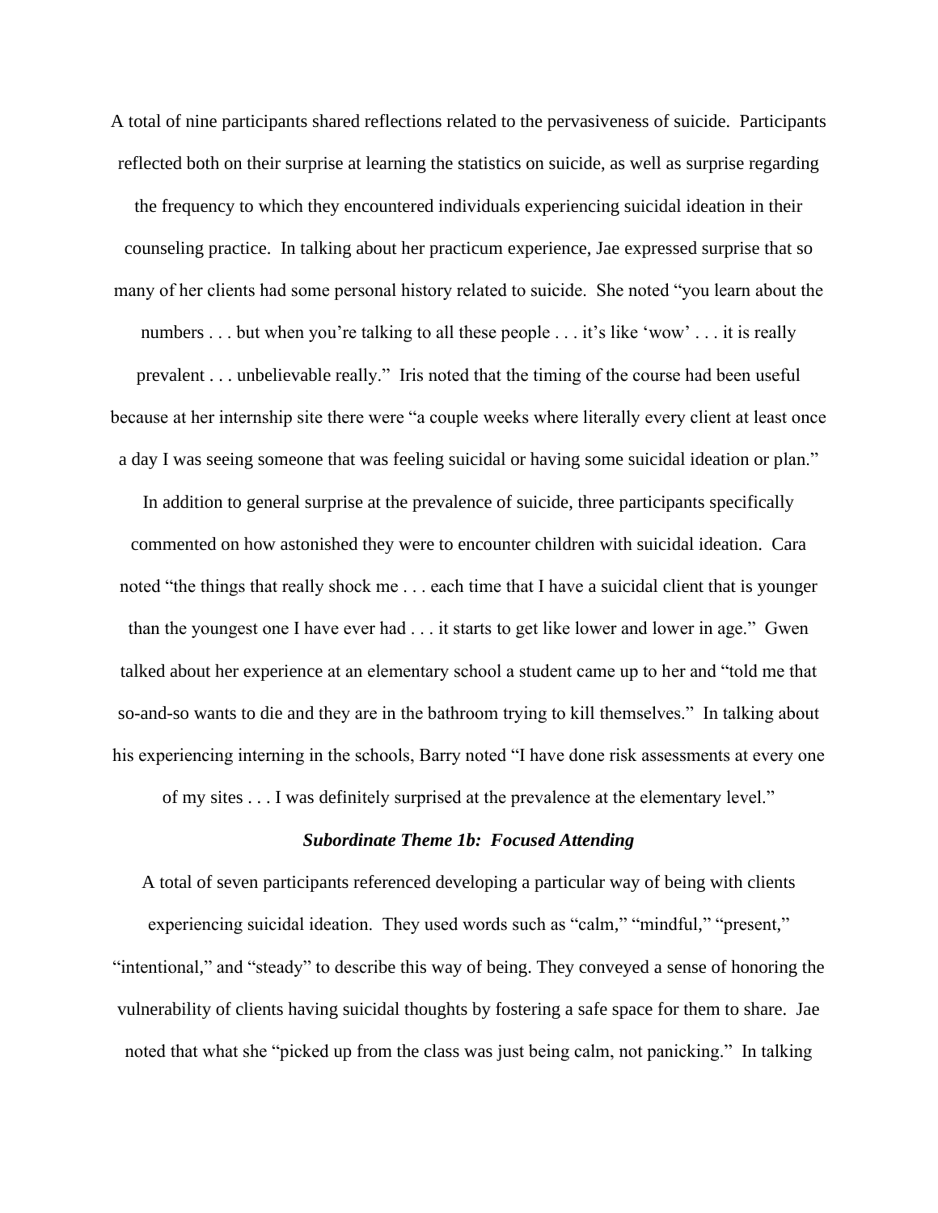A total of nine participants shared reflections related to the pervasiveness of suicide. Participants reflected both on their surprise at learning the statistics on suicide, as well as surprise regarding the frequency to which they encountered individuals experiencing suicidal ideation in their counseling practice. In talking about her practicum experience, Jae expressed surprise that so many of her clients had some personal history related to suicide. She noted "you learn about the numbers . . . but when you're talking to all these people . . . it's like 'wow' . . . it is really prevalent . . . unbelievable really." Iris noted that the timing of the course had been useful because at her internship site there were "a couple weeks where literally every client at least once a day I was seeing someone that was feeling suicidal or having some suicidal ideation or plan."

In addition to general surprise at the prevalence of suicide, three participants specifically commented on how astonished they were to encounter children with suicidal ideation. Cara noted "the things that really shock me . . . each time that I have a suicidal client that is younger than the youngest one I have ever had . . . it starts to get like lower and lower in age." Gwen talked about her experience at an elementary school a student came up to her and "told me that so-and-so wants to die and they are in the bathroom trying to kill themselves." In talking about his experiencing interning in the schools, Barry noted "I have done risk assessments at every one of my sites . . . I was definitely surprised at the prevalence at the elementary level."

### *Subordinate Theme 1b: Focused Attending*

A total of seven participants referenced developing a particular way of being with clients experiencing suicidal ideation. They used words such as "calm," "mindful," "present," "intentional," and "steady" to describe this way of being. They conveyed a sense of honoring the vulnerability of clients having suicidal thoughts by fostering a safe space for them to share. Jae noted that what she "picked up from the class was just being calm, not panicking." In talking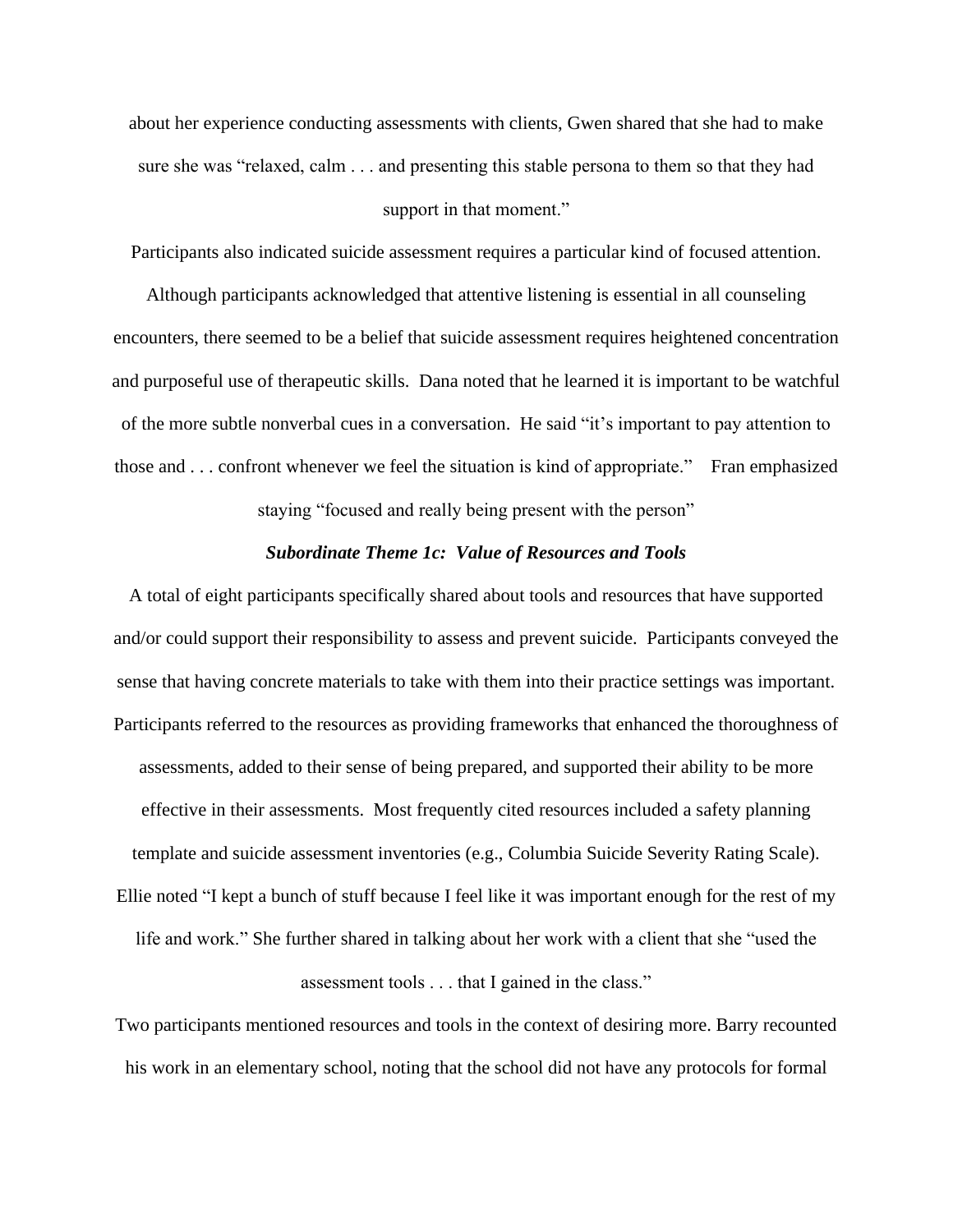about her experience conducting assessments with clients, Gwen shared that she had to make sure she was "relaxed, calm . . . and presenting this stable persona to them so that they had support in that moment."

Participants also indicated suicide assessment requires a particular kind of focused attention. Although participants acknowledged that attentive listening is essential in all counseling encounters, there seemed to be a belief that suicide assessment requires heightened concentration and purposeful use of therapeutic skills. Dana noted that he learned it is important to be watchful of the more subtle nonverbal cues in a conversation. He said "it's important to pay attention to those and . . . confront whenever we feel the situation is kind of appropriate." Fran emphasized staying "focused and really being present with the person"

### *Subordinate Theme 1c: Value of Resources and Tools*

A total of eight participants specifically shared about tools and resources that have supported and/or could support their responsibility to assess and prevent suicide. Participants conveyed the sense that having concrete materials to take with them into their practice settings was important. Participants referred to the resources as providing frameworks that enhanced the thoroughness of assessments, added to their sense of being prepared, and supported their ability to be more effective in their assessments. Most frequently cited resources included a safety planning template and suicide assessment inventories (e.g., Columbia Suicide Severity Rating Scale). Ellie noted "I kept a bunch of stuff because I feel like it was important enough for the rest of my life and work." She further shared in talking about her work with a client that she "used the assessment tools . . . that I gained in the class."

Two participants mentioned resources and tools in the context of desiring more. Barry recounted his work in an elementary school, noting that the school did not have any protocols for formal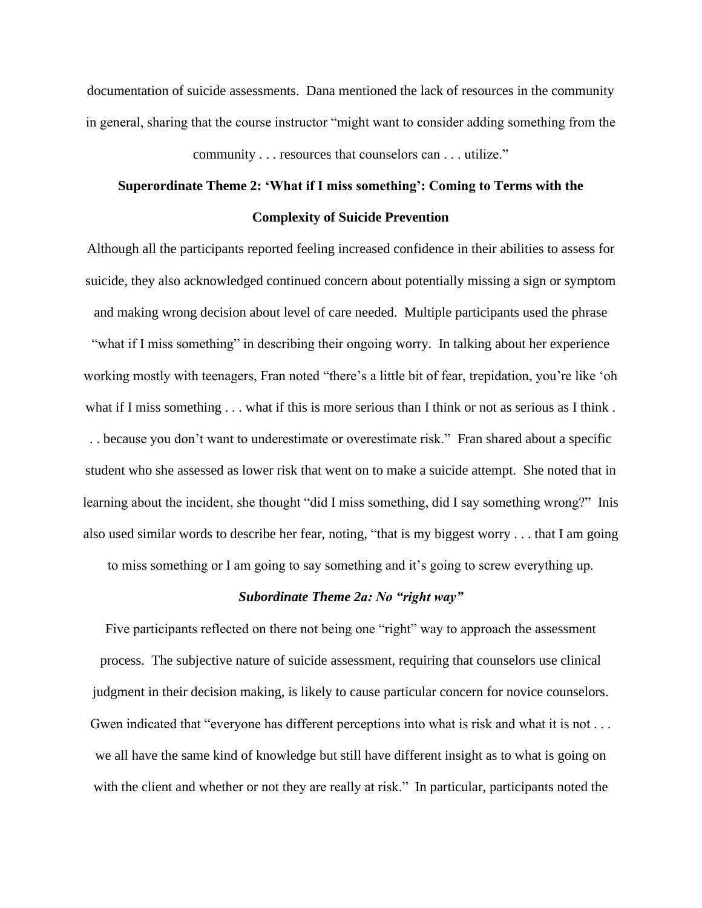documentation of suicide assessments. Dana mentioned the lack of resources in the community in general, sharing that the course instructor "might want to consider adding something from the community . . . resources that counselors can . . . utilize."

## Superordinate Theme 2: 'What if I miss something': Coming to Terms with the Complexity of Suicide Prevention

Although all the participants reported feeling increased confidence in their abilities to assess for suicide, they also acknowledged continued concern about potentially missing a sign or symptom and making wrong decision about level of care needed. Multiple participants used the phrase "what if I miss something" in describing their ongoing worry. In talking about her experience working mostly with teenagers, Fran noted "there's a little bit of fear, trepidation, you're like 'oh what if I miss something . . . what if this is more serious than I think or not as serious as I think . . . because you don't want to underestimate or overestimate risk." Fran shared about a specific student who she assessed as lower risk that went on to make a suicide attempt. She noted that in learning about the incident, she thought "did I miss something, did I say something wrong?" Inis also used similar words to describe her fear, noting, "that is my biggest worry . . . that I am going to miss something or I am going to say something and it's going to screw everything up.

### *Subordinate Theme 2a: No "right way"*

Five participants reflected on there not being one "right" way to approach the assessment process. The subjective nature of suicide assessment, requiring that counselors use clinical judgment in their decision making, is likely to cause particular concern for novice counselors. Gwen indicated that "everyone has different perceptions into what is risk and what it is not . . . we all have the same kind of knowledge but still have different insight as to what is going on with the client and whether or not they are really at risk." In particular, participants noted the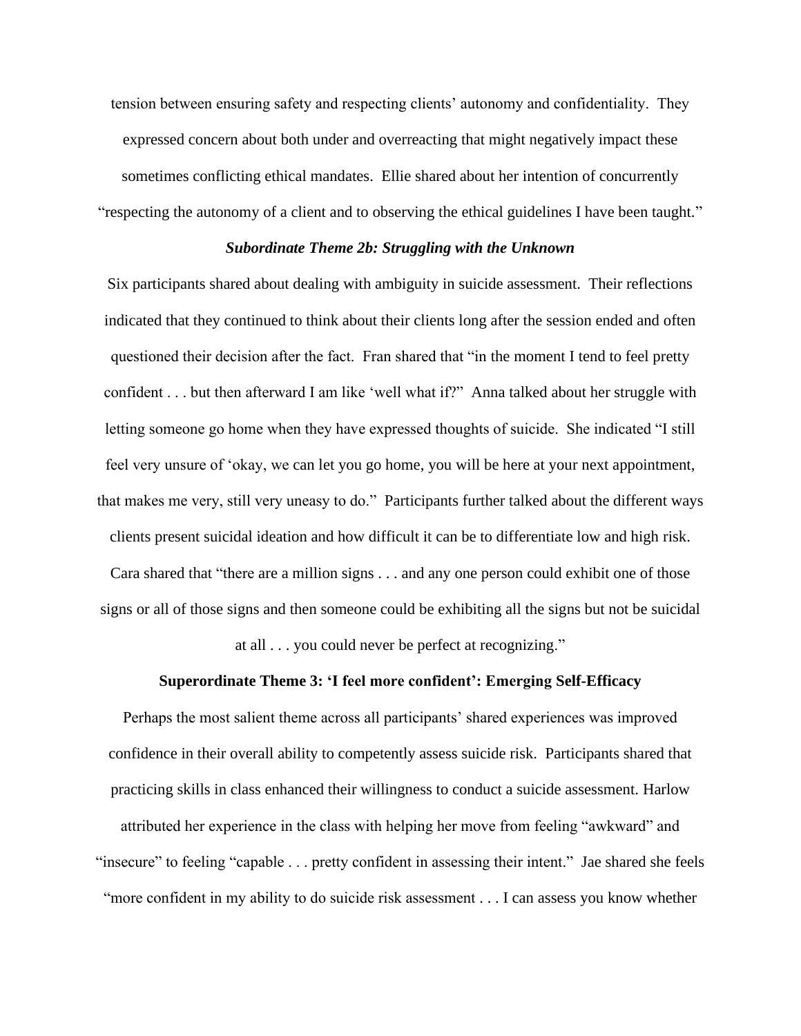tension between ensuring safety and respecting clients' autonomy and confidentiality. They expressed concern about both under and overreacting that might negatively impact these sometimes conflicting ethical mandates. Ellie shared about her intention of concurrently "respecting the autonomy of a client and to observing the ethical guidelines I have been taught."

#### *Subordinate Theme 2b: Struggling with the Unknown*

Six participants shared about dealing with ambiguity in suicide assessment. Their reflections indicated that they continued to think about their clients long after the session ended and often questioned their decision after the fact. Fran shared that "in the moment I tend to feel pretty confident . . . but then afterward I am like 'well what if?" Anna talked about her struggle with letting someone go home when they have expressed thoughts of suicide. She indicated "I still feel very unsure of 'okay, we can let you go home, you will be here at your next appointment, that makes me very, still very uneasy to do." Participants further talked about the different ways clients present suicidal ideation and how difficult it can be to differentiate low and high risk. Cara shared that "there are a million signs . . . and any one person could exhibit one of those signs or all of those signs and then someone could be exhibiting all the signs but not be suicidal at all . . . you could never be perfect at recognizing."

### Superordinate Theme 3: 'I feel more confident': Emerging Self-Efficacy

Perhaps the most salient theme across all participants' shared experiences was improved confidence in their overall ability to competently assess suicide risk. Participants shared that practicing skills in class enhanced their willingness to conduct a suicide assessment. Harlow attributed her experience in the class with helping her move from feeling "awkward" and "insecure" to feeling "capable . . . pretty confident in assessing their intent." Jae shared she feels "more confident in my ability to do suicide risk assessment . . . I can assess you know whether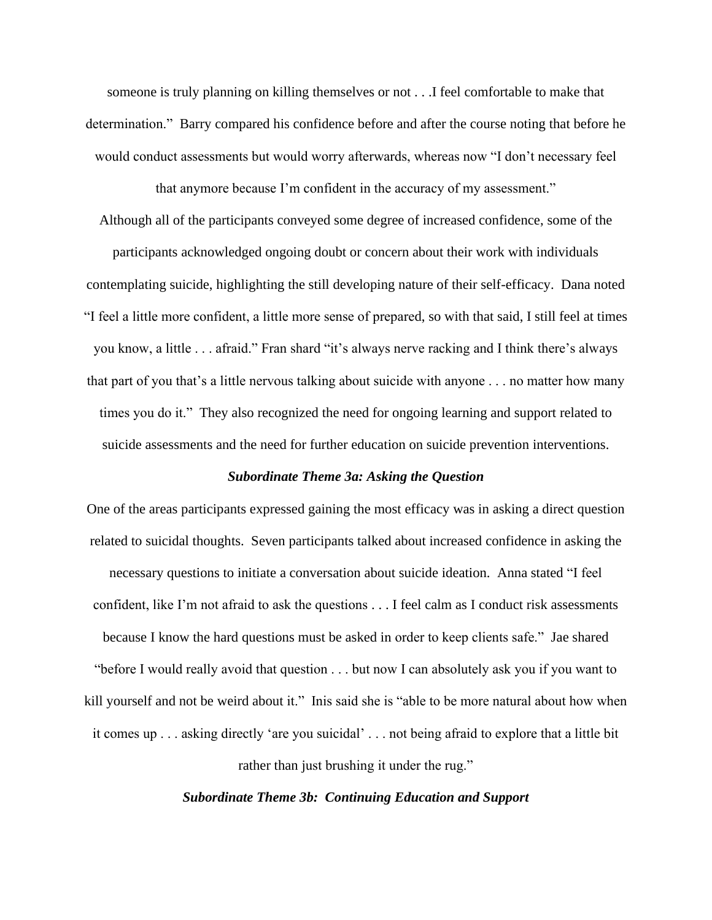someone is truly planning on killing themselves or not . . .I feel comfortable to make that determination." Barry compared his confidence before and after the course noting that before he would conduct assessments but would worry afterwards, whereas now "I don't necessary feel that anymore because I'm confident in the accuracy of my assessment."

Although all of the participants conveyed some degree of increased confidence, some of the participants acknowledged ongoing doubt or concern about their work with individuals contemplating suicide, highlighting the still developing nature of their self-efficacy. Dana noted "I feel a little more confident, a little more sense of prepared, so with that said, I still feel at times you know, a little . . . afraid." Fran shard "it's always nerve racking and I think there's always that part of you that's a little nervous talking about suicide with anyone . . . no matter how many times you do it." They also recognized the need for ongoing learning and support related to suicide assessments and the need for further education on suicide prevention interventions.

### *Subordinate Theme 3a: Asking the Question*

One of the areas participants expressed gaining the most efficacy was in asking a direct question related to suicidal thoughts. Seven participants talked about increased confidence in asking the necessary questions to initiate a conversation about suicide ideation. Anna stated "I feel confident, like I'm not afraid to ask the questions . . . I feel calm as I conduct risk assessments because I know the hard questions must be asked in order to keep clients safe." Jae shared "before I would really avoid that question . . . but now I can absolutely ask you if you want to kill yourself and not be weird about it." Inis said she is "able to be more natural about how when it comes up . . . asking directly 'are you suicidal' . . . not being afraid to explore that a little bit rather than just brushing it under the rug."

### *Subordinate Theme 3b: Continuing Education and Support*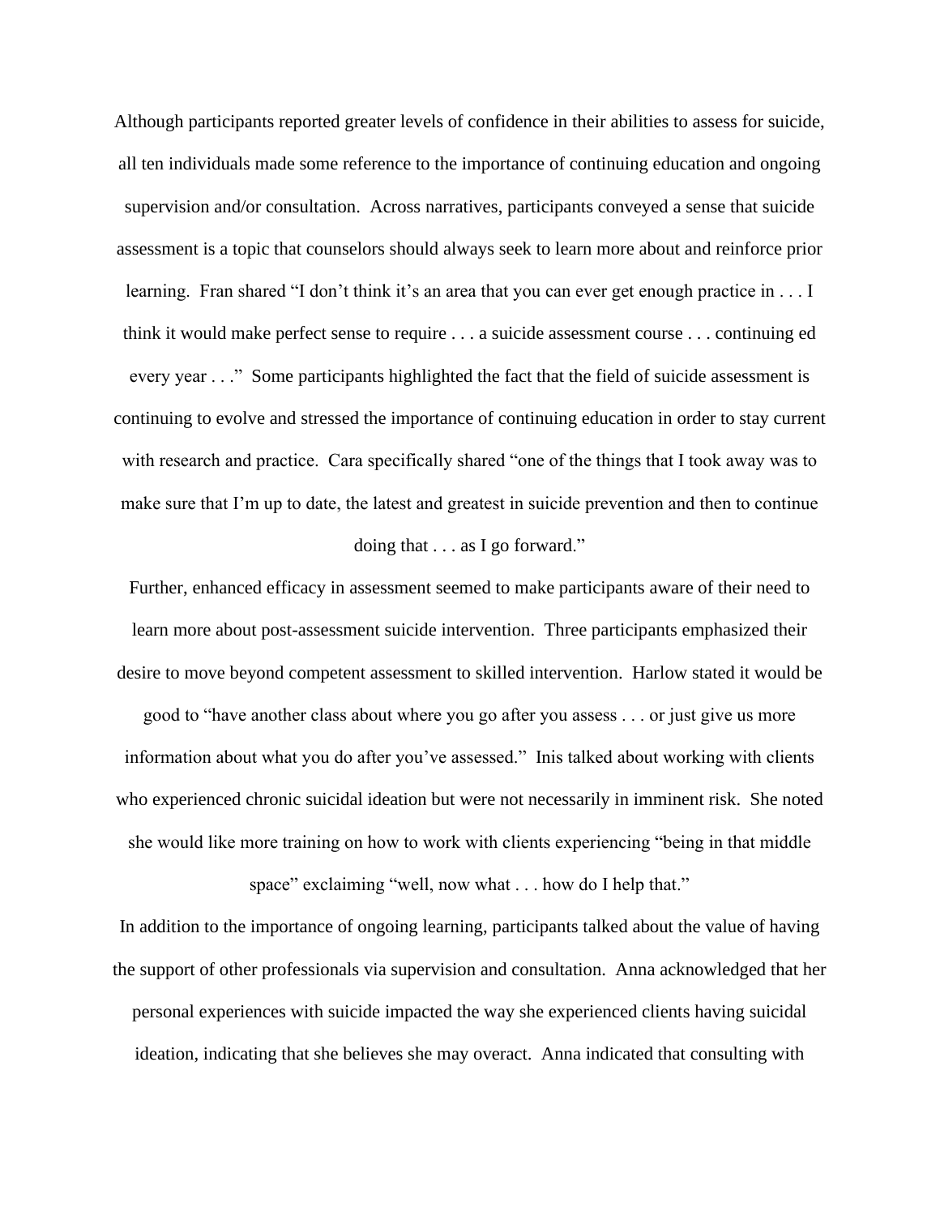Although participants reported greater levels of confidence in their abilities to assess for suicide, all ten individuals made some reference to the importance of continuing education and ongoing supervision and/or consultation. Across narratives, participants conveyed a sense that suicide assessment is a topic that counselors should always seek to learn more about and reinforce prior learning. Fran shared "I don't think it's an area that you can ever get enough practice in . . . I think it would make perfect sense to require . . . a suicide assessment course . . . continuing ed every year . . ." Some participants highlighted the fact that the field of suicide assessment is continuing to evolve and stressed the importance of continuing education in order to stay current with research and practice. Cara specifically shared "one of the things that I took away was to make sure that I'm up to date, the latest and greatest in suicide prevention and then to continue doing that . . . as I go forward."

Further, enhanced efficacy in assessment seemed to make participants aware of their need to learn more about post-assessment suicide intervention. Three participants emphasized their desire to move beyond competent assessment to skilled intervention. Harlow stated it would be good to "have another class about where you go after you assess . . . or just give us more information about what you do after you've assessed." Inis talked about working with clients who experienced chronic suicidal ideation but were not necessarily in imminent risk. She noted she would like more training on how to work with clients experiencing "being in that middle space" exclaiming "well, now what . . . how do I help that."

In addition to the importance of ongoing learning, participants talked about the value of having the support of other professionals via supervision and consultation. Anna acknowledged that her personal experiences with suicide impacted the way she experienced clients having suicidal ideation, indicating that she believes she may overact. Anna indicated that consulting with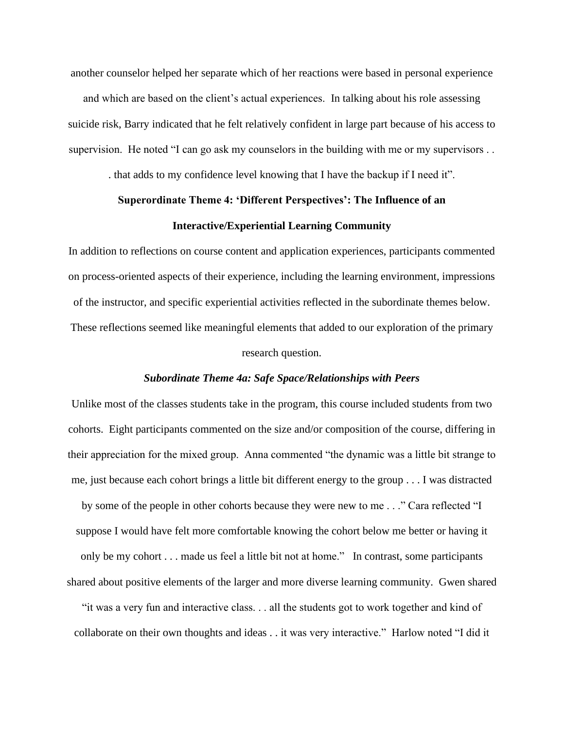another counselor helped her separate which of her reactions were based in personal experience and which are based on the client's actual experiences. In talking about his role assessing suicide risk, Barry indicated that he felt relatively confident in large part because of his access to supervision. He noted "I can go ask my counselors in the building with me or my supervisors . . . that adds to my confidence level knowing that I have the backup if I need it".

## Superordinate Theme 4: 'Different Perspectives': The Influence of an Interactive/Experiential Learning Community

In addition to reflections on course content and application experiences, participants commented on process-oriented aspects of their experience, including the learning environment, impressions of the instructor, and specific experiential activities reflected in the subordinate themes below. These reflections seemed like meaningful elements that added to our exploration of the primary research question.

### *Subordinate Theme 4a: Safe Space/Relationships with Peers*

Unlike most of the classes students take in the program, this course included students from two cohorts. Eight participants commented on the size and/or composition of the course, differing in their appreciation for the mixed group. Anna commented "the dynamic was a little bit strange to me, just because each cohort brings a little bit different energy to the group . . . I was distracted by some of the people in other cohorts because they were new to me . . ." Cara reflected "I suppose I would have felt more comfortable knowing the cohort below me better or having it only be my cohort . . . made us feel a little bit not at home." In contrast, some participants shared about positive elements of the larger and more diverse learning community. Gwen shared "it was a very fun and interactive class. . . all the students got to work together and kind of collaborate on their own thoughts and ideas . . it was very interactive." Harlow noted "I did it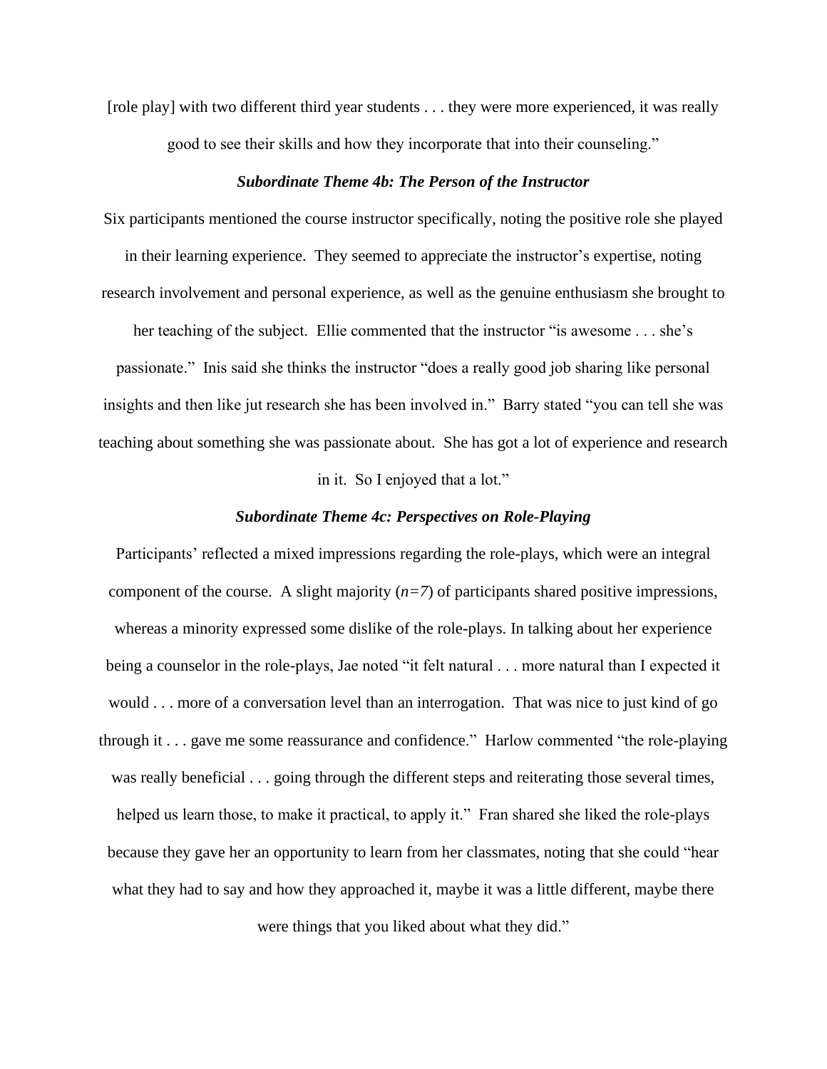[role play] with two different third year students . . . they were more experienced, it was really good to see their skills and how they incorporate that into their counseling."

### *Subordinate Theme 4b: The Person of the Instructor*

Six participants mentioned the course instructor specifically, noting the positive role she played in their learning experience. They seemed to appreciate the instructor's expertise, noting research involvement and personal experience, as well as the genuine enthusiasm she brought to her teaching of the subject. Ellie commented that the instructor "is awesome . . . she's passionate." Inis said she thinks the instructor "does a really good job sharing like personal insights and then like jut research she has been involved in." Barry stated "you can tell she was teaching about something she was passionate about. She has got a lot of experience and research in it. So I enjoyed that a lot."

### *Subordinate Theme 4c: Perspectives on Role-Playing*

Participants' reflected a mixed impressions regarding the role-plays, which were an integral component of the course. A slight majority (*n=7*) of participants shared positive impressions, whereas a minority expressed some dislike of the role-plays. In talking about her experience being a counselor in the role-plays, Jae noted "it felt natural . . . more natural than I expected it would . . . more of a conversation level than an interrogation. That was nice to just kind of go through it . . . gave me some reassurance and confidence." Harlow commented "the role-playing was really beneficial . . . going through the different steps and reiterating those several times, helped us learn those, to make it practical, to apply it." Fran shared she liked the role-plays because they gave her an opportunity to learn from her classmates, noting that she could "hear what they had to say and how they approached it, maybe it was a little different, maybe there were things that you liked about what they did."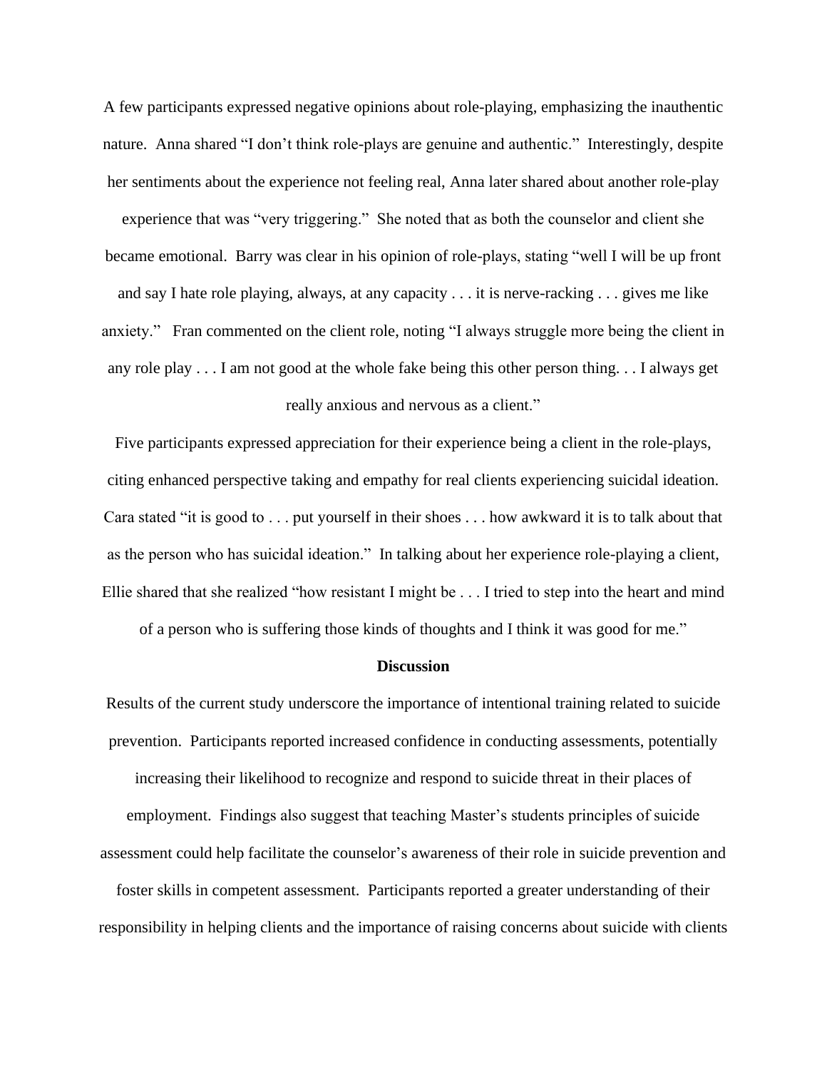A few participants expressed negative opinions about role-playing, emphasizing the inauthentic nature. Anna shared "I don't think role-plays are genuine and authentic." Interestingly, despite her sentiments about the experience not feeling real, Anna later shared about another role-play experience that was "very triggering." She noted that as both the counselor and client she became emotional. Barry was clear in his opinion of role-plays, stating "well I will be up front and say I hate role playing, always, at any capacity . . . it is nerve-racking . . . gives me like anxiety." Fran commented on the client role, noting "I always struggle more being the client in any role play . . . I am not good at the whole fake being this other person thing. . . I always get really anxious and nervous as a client."

Five participants expressed appreciation for their experience being a client in the role-plays, citing enhanced perspective taking and empathy for real clients experiencing suicidal ideation. Cara stated "it is good to . . . put yourself in their shoes . . . how awkward it is to talk about that as the person who has suicidal ideation." In talking about her experience role-playing a client, Ellie shared that she realized "how resistant I might be . . . I tried to step into the heart and mind of a person who is suffering those kinds of thoughts and I think it was good for me."

## Discussion

Results of the current study underscore the importance of intentional training related to suicide prevention. Participants reported increased confidence in conducting assessments, potentially increasing their likelihood to recognize and respond to suicide threat in their places of employment. Findings also suggest that teaching Master's students principles of suicide assessment could help facilitate the counselor's awareness of their role in suicide prevention and foster skills in competent assessment. Participants reported a greater understanding of their responsibility in helping clients and the importance of raising concerns about suicide with clients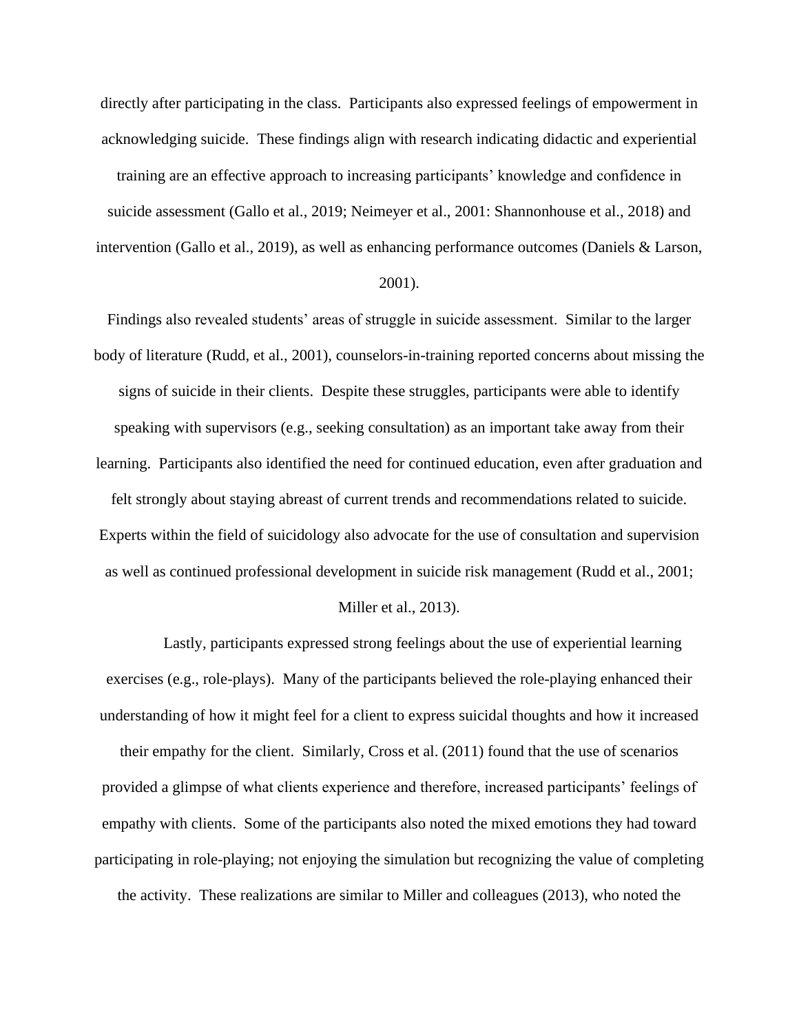directly after participating in the class. Participants also expressed feelings of empowerment in acknowledging suicide. These findings align with research indicating didactic and experiential training are an effective approach to increasing participants' knowledge and confidence in suicide assessment (Gallo et al., 2019; Neimeyer et al., 2001: Shannonhouse et al., 2018) and intervention (Gallo et al., 2019), as well as enhancing performance outcomes (Daniels & Larson, 2001).

Findings also revealed students' areas of struggle in suicide assessment. Similar to the larger body of literature (Rudd, et al., 2001), counselors-in-training reported concerns about missing the signs of suicide in their clients. Despite these struggles, participants were able to identify speaking with supervisors (e.g., seeking consultation) as an important take away from their learning. Participants also identified the need for continued education, even after graduation and felt strongly about staying abreast of current trends and recommendations related to suicide. Experts within the field of suicidology also advocate for the use of consultation and supervision as well as continued professional development in suicide risk management (Rudd et al., 2001; Miller et al., 2013).

Lastly, participants expressed strong feelings about the use of experiential learning exercises (e.g., role-plays). Many of the participants believed the role-playing enhanced their understanding of how it might feel for a client to express suicidal thoughts and how it increased their empathy for the client. Similarly, Cross et al. (2011) found that the use of scenarios provided a glimpse of what clients experience and therefore, increased participants' feelings of empathy with clients. Some of the participants also noted the mixed emotions they had toward participating in role-playing; not enjoying the simulation but recognizing the value of completing the activity. These realizations are similar to Miller and colleagues (2013), who noted the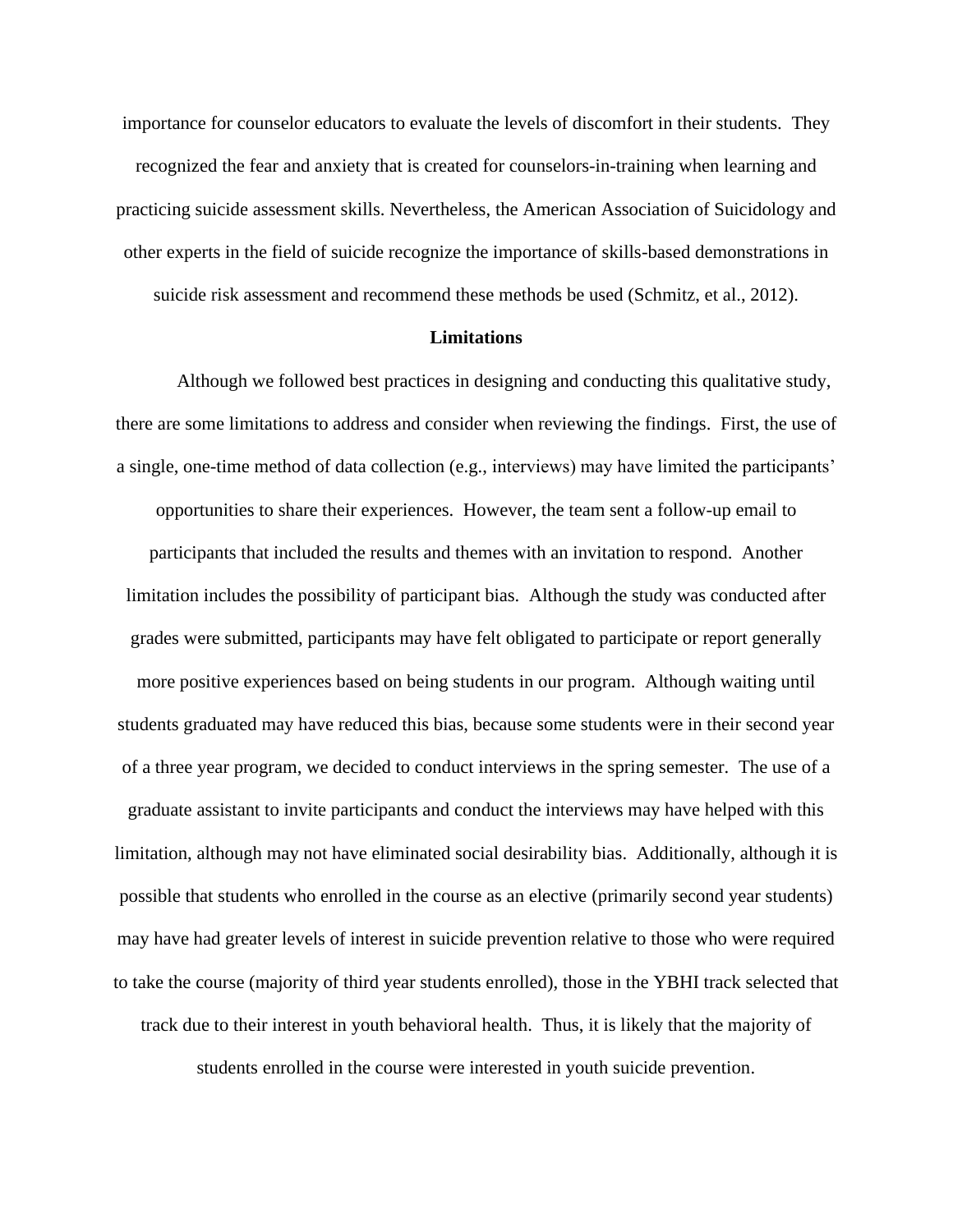importance for counselor educators to evaluate the levels of discomfort in their students. They recognized the fear and anxiety that is created for counselors-in-training when learning and practicing suicide assessment skills. Nevertheless, the American Association of Suicidology and other experts in the field of suicide recognize the importance of skills-based demonstrations in suicide risk assessment and recommend these methods be used (Schmitz, et al., 2012).

**Limitations**

Although we followed best practices in designing and conducting this qualitative study, there are some limitations to address and consider when reviewing the findings. First, the use of a single, one-time method of data collection (e.g., interviews) may have limited the participants' opportunities to share their experiences. However, the team sent a follow-up email to participants that included the results and themes with an invitation to respond. Another limitation includes the possibility of participant bias. Although the study was conducted after grades were submitted, participants may have felt obligated to participate or report generally more positive experiences based on being students in our program. Although waiting until students graduated may have reduced this bias, because some students were in their second year of a three year program, we decided to conduct interviews in the spring semester. The use of a graduate assistant to invite participants and conduct the interviews may have helped with this limitation, although may not have eliminated social desirability bias. Additionally, although it is possible that students who enrolled in the course as an elective (primarily second year students) may have had greater levels of interest in suicide prevention relative to those who were required to take the course (majority of third year students enrolled), those in the YBHI track selected that track due to their interest in youth behavioral health. Thus, it is likely that the majority of students enrolled in the course were interested in youth suicide prevention.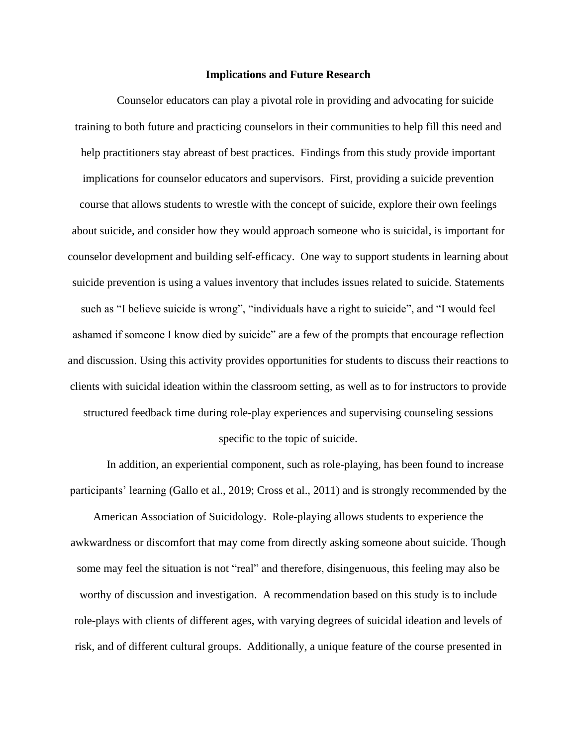### Implications and Future Research

Counselor educators can play a pivotal role in providing and advocating for suicide training to both future and practicing counselors in their communities to help fill this need and help practitioners stay abreast of best practices. Findings from this study provide important implications for counselor educators and supervisors. First, providing a suicide prevention course that allows students to wrestle with the concept of suicide, explore their own feelings about suicide, and consider how they would approach someone who is suicidal, is important for counselor development and building self-efficacy. One way to support students in learning about suicide prevention is using a values inventory that includes issues related to suicide. Statements such as "I believe suicide is wrong", "individuals have a right to suicide", and "I would feel ashamed if someone I know died by suicide" are a few of the prompts that encourage reflection and discussion. Using this activity provides opportunities for students to discuss their reactions to clients with suicidal ideation within the classroom setting, as well as to for instructors to provide structured feedback time during role-play experiences and supervising counseling sessions specific to the topic of suicide.

In addition, an experiential component, such as role-playing, has been found to increase participants' learning (Gallo et al., 2019; Cross et al., 2011) and is strongly recommended by the American Association of Suicidology. Role-playing allows students to experience the awkwardness or discomfort that may come from directly asking someone about suicide. Though some may feel the situation is not "real" and therefore, disingenuous, this feeling may also be worthy of discussion and investigation. A recommendation based on this study is to include role-plays with clients of different ages, with varying degrees of suicidal ideation and levels of risk, and of different cultural groups. Additionally, a unique feature of the course presented in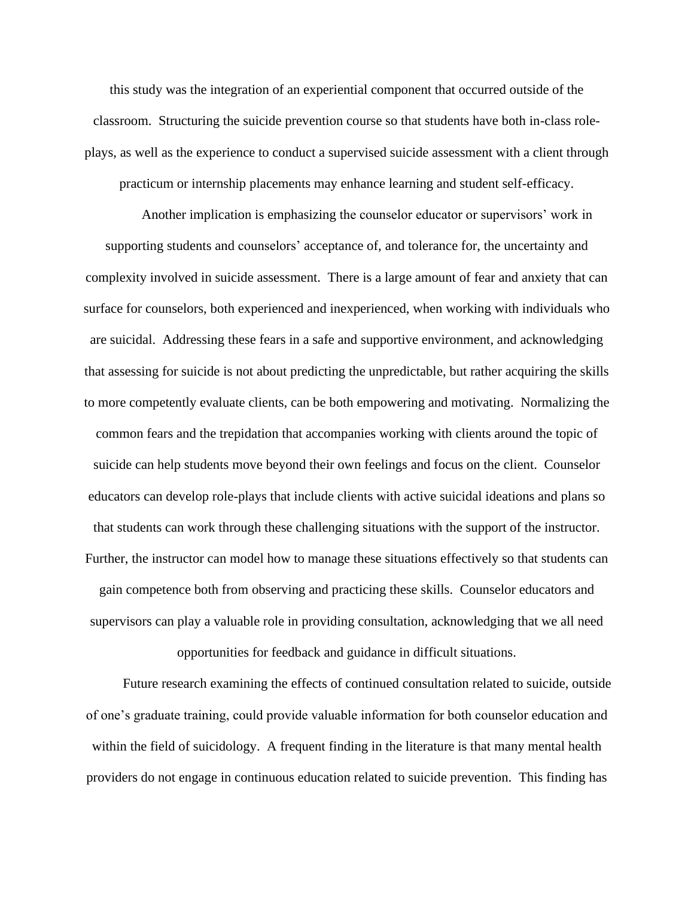this study was the integration of an experiential component that occurred outside of the classroom. Structuring the suicide prevention course so that students have both in-class role-plays, as well as the experience to conduct a supervised suicide assessment with a client through practicum or internship placements may enhance learning and student self-efficacy.

Another implication is emphasizing the counselor educator or supervisors' work in supporting students and counselors' acceptance of, and tolerance for, the uncertainty and complexity involved in suicide assessment. There is a large amount of fear and anxiety that can surface for counselors, both experienced and inexperienced, when working with individuals who are suicidal. Addressing these fears in a safe and supportive environment, and acknowledging that assessing for suicide is not about predicting the unpredictable, but rather acquiring the skills to more competently evaluate clients, can be both empowering and motivating. Normalizing the common fears and the trepidation that accompanies working with clients around the topic of suicide can help students move beyond their own feelings and focus on the client. Counselor educators can develop role-plays that include clients with active suicidal ideations and plans so that students can work through these challenging situations with the support of the instructor. Further, the instructor can model how to manage these situations effectively so that students can gain competence both from observing and practicing these skills. Counselor educators and supervisors can play a valuable role in providing consultation, acknowledging that we all need opportunities for feedback and guidance in difficult situations.

Future research examining the effects of continued consultation related to suicide, outside of one's graduate training, could provide valuable information for both counselor education and within the field of suicidology. A frequent finding in the literature is that many mental health providers do not engage in continuous education related to suicide prevention. This finding has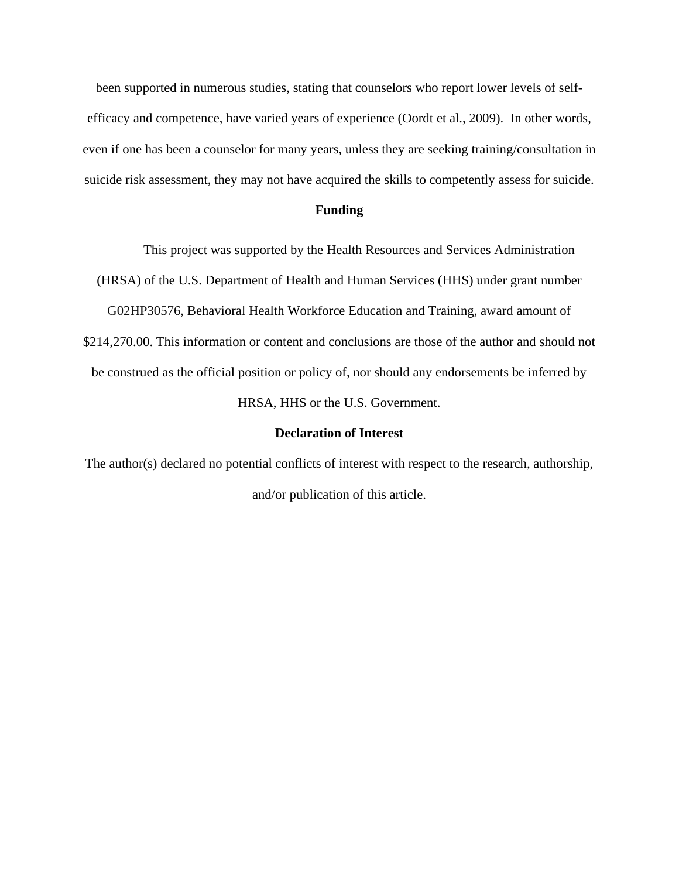been supported in numerous studies, stating that counselors who report lower levels of self-efficacy and competence, have varied years of experience (Oordt et al., 2009). In other words, even if one has been a counselor for many years, unless they are seeking training/consultation in suicide risk assessment, they may not have acquired the skills to competently assess for suicide.

**Funding**

This project was supported by the Health Resources and Services Administration (HRSA) of the U.S. Department of Health and Human Services (HHS) under grant number G02HP30576, Behavioral Health Workforce Education and Training, award amount of $214,270.00. This information or content and conclusions are those of the author and should not be construed as the official position or policy of, nor should any endorsements be inferred by HRSA, HHS or the U.S. Government.

**Declaration of Interest**

The author(s) declared no potential conflicts of interest with respect to the research, authorship, and/or publication of this article.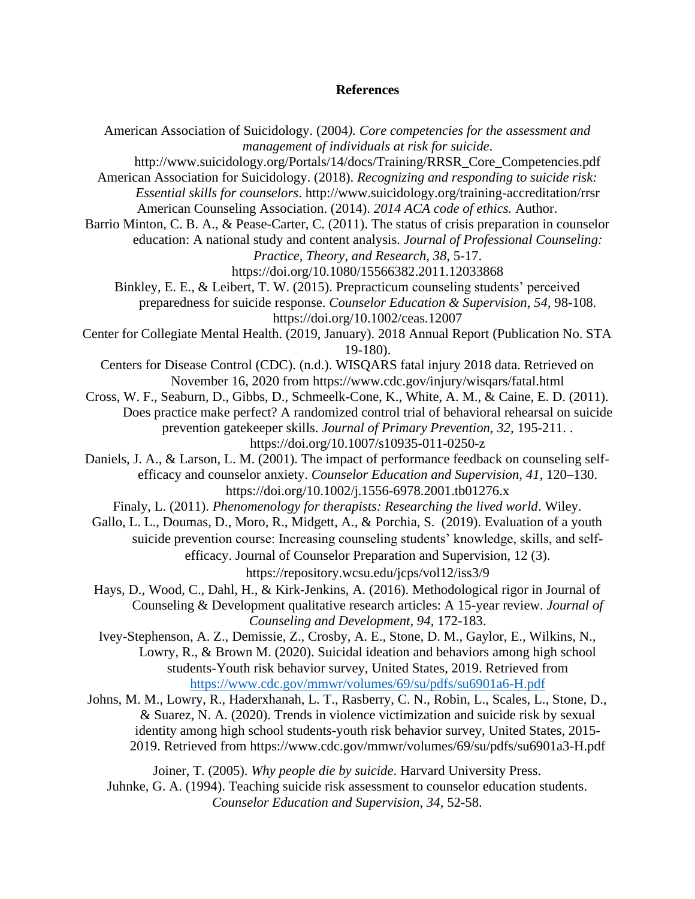**References**

American Association of Suicidology. (2004*). Core competencies for the assessment and management of individuals at risk for suicide.* http://www.suicidology.org/Portals/14/docs/Training/RRSR_Core_Competencies.pdf

American Association for Suicidology. (2018). *Recognizing and responding to suicide risk: Essential skills for counselors*. http://www.suicidology.org/training-accreditation/rrsr

American Counseling Association. (2014). *2014 ACA code of ethics.* Author.

Barrio Minton, C. B. A., & Pease-Carter, C. (2011). The status of crisis preparation in counselor education: A national study and content analysis. *Journal of Professional Counseling: Practice, Theory, and Research, 38*, 5-17. https://doi.org/10.1080/15566382.2011.12033868

Binkley, E. E., & Leibert, T. W. (2015). Prepracticum counseling students' perceived preparedness for suicide response. *Counselor Education & Supervision, 54,* 98-108. https://doi.org/10.1002/ceas.12007

Center for Collegiate Mental Health. (2019, January). 2018 Annual Report (Publication No. STA 19-180).

Centers for Disease Control (CDC). (n.d.). WISQARS fatal injury 2018 data. Retrieved on November 16, 2020 from https://www.cdc.gov/injury/wisqars/fatal.html

Cross, W. F., Seaburn, D., Gibbs, D., Schmeelk-Cone, K., White, A. M., & Caine, E. D. (2011). Does practice make perfect? A randomized control trial of behavioral rehearsal on suicide prevention gatekeeper skills. *Journal of Primary Prevention, 32,* 195-211. . https://doi.org/10.1007/s10935-011-0250-z

Daniels, J. A., & Larson, L. M. (2001). The impact of performance feedback on counseling self-efficacy and counselor anxiety. *Counselor Education and Supervision, 41,* 120–130. https://doi.org/10.1002/j.1556-6978.2001.tb01276.x

Finaly, L. (2011). *Phenomenology for therapists: Researching the lived world*. Wiley.

Gallo, L. L., Doumas, D., Moro, R., Midgett, A., & Porchia, S. (2019). Evaluation of a youth suicide prevention course: Increasing counseling students' knowledge, skills, and self-efficacy. Journal of Counselor Preparation and Supervision, 12 (3). https://repository.wcsu.edu/jcps/vol12/iss3/9

Hays, D., Wood, C., Dahl, H., & Kirk-Jenkins, A. (2016). Methodological rigor in Journal of Counseling & Development qualitative research articles: A 15-year review. *Journal of Counseling and Development, 94*, 172-183.

Ivey-Stephenson, A. Z., Demissie, Z., Crosby, A. E., Stone, D. M., Gaylor, E., Wilkins, N., Lowry, R., & Brown M. (2020). Suicidal ideation and behaviors among high school students-Youth risk behavior survey, United States, 2019. Retrieved from https://www.cdc.gov/mmwr/volumes/69/su/pdfs/su6901a6-H.pdf

Johns, M. M., Lowry, R., Haderxhanah, L. T., Rasberry, C. N., Robin, L., Scales, L., Stone, D., & Suarez, N. A. (2020). Trends in violence victimization and suicide risk by sexual identity among high school students-youth risk behavior survey, United States, 2015-2019. Retrieved from https://www.cdc.gov/mmwr/volumes/69/su/pdfs/su6901a3-H.pdf

Joiner, T. (2005). *Why people die by suicide*. Harvard University Press.

Juhnke, G. A. (1994). Teaching suicide risk assessment to counselor education students. *Counselor Education and Supervision, 34*, 52-58.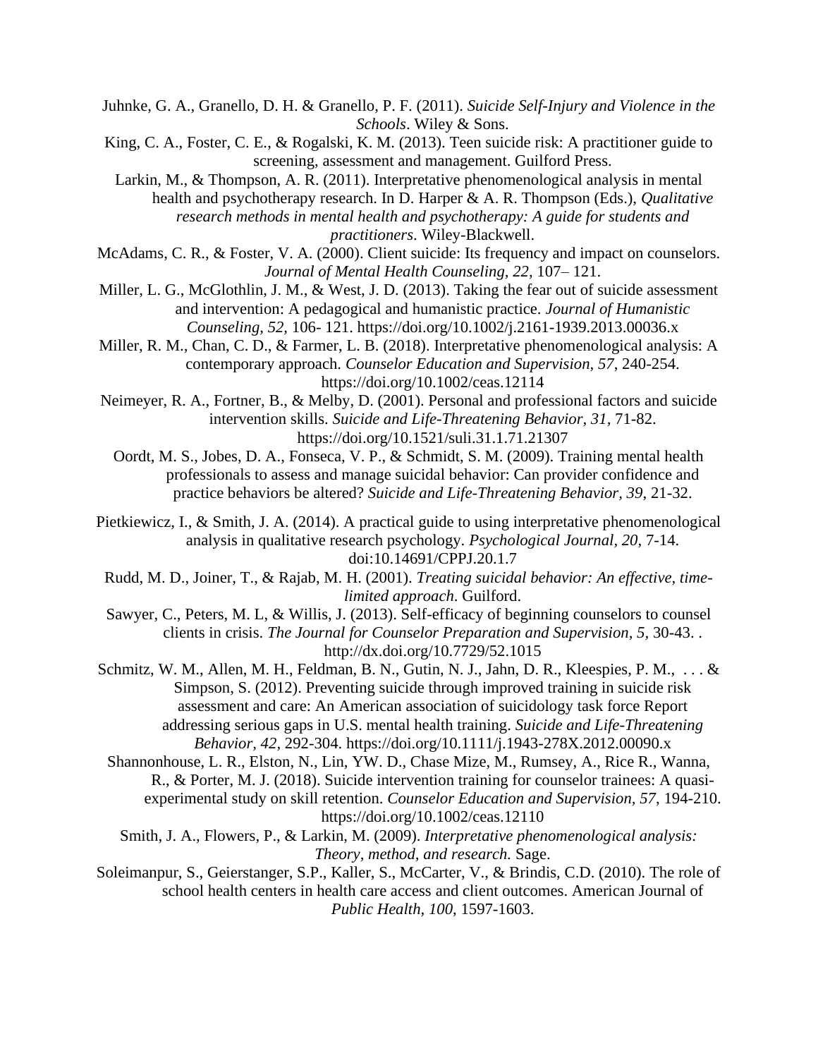Juhnke, G. A., Granello, D. H. & Granello, P. F. (2011). *Suicide Self-Injury and Violence in the Schools*. Wiley & Sons.

King, C. A., Foster, C. E., & Rogalski, K. M. (2013). Teen suicide risk: A practitioner guide to screening, assessment and management. Guilford Press.

Larkin, M., & Thompson, A. R. (2011). Interpretative phenomenological analysis in mental health and psychotherapy research. In D. Harper & A. R. Thompson (Eds.), *Qualitative research methods in mental health and psychotherapy: A guide for students and practitioners*. Wiley-Blackwell.

McAdams, C. R., & Foster, V. A. (2000). Client suicide: Its frequency and impact on counselors. *Journal of Mental Health Counseling, 22*, 107– 121.

Miller, L. G., McGlothlin, J. M., & West, J. D. (2013). Taking the fear out of suicide assessment and intervention: A pedagogical and humanistic practice. *Journal of Humanistic Counseling, 52*, 106- 121. https://doi.org/10.1002/j.2161-1939.2013.00036.x

Miller, R. M., Chan, C. D., & Farmer, L. B. (2018). Interpretative phenomenological analysis: A contemporary approach. *Counselor Education and Supervision, 57*, 240-254. https://doi.org/10.1002/ceas.12114

Neimeyer, R. A., Fortner, B., & Melby, D. (2001). Personal and professional factors and suicide intervention skills. *Suicide and Life-Threatening Behavior, 31,* 71-82. https://doi.org/10.1521/suli.31.1.71.21307

Oordt, M. S., Jobes, D. A., Fonseca, V. P., & Schmidt, S. M. (2009). Training mental health professionals to assess and manage suicidal behavior: Can provider confidence and practice behaviors be altered? *Suicide and Life-Threatening Behavior, 39*, 21-32.

Pietkiewicz, I., & Smith, J. A. (2014). A practical guide to using interpretative phenomenological analysis in qualitative research psychology. *Psychological Journal, 20,* 7-14. doi:10.14691/CPPJ.20.1.7

Rudd, M. D., Joiner, T., & Rajab, M. H. (2001). *Treating suicidal behavior: An effective, time-limited approach.* Guilford.

Sawyer, C., Peters, M. L, & Willis, J. (2013). Self-efficacy of beginning counselors to counsel clients in crisis. *The Journal for Counselor Preparation and Supervision, 5,* 30-43. . http://dx.doi.org/10.7729/52.1015

Schmitz, W. M., Allen, M. H., Feldman, B. N., Gutin, N. J., Jahn, D. R., Kleespies, P. M., . . . & Simpson, S. (2012). Preventing suicide through improved training in suicide risk assessment and care: An American association of suicidology task force Report addressing serious gaps in U.S. mental health training. *Suicide and Life-Threatening Behavior, 42,* 292-304. https://doi.org/10.1111/j.1943-278X.2012.00090.x

Shannonhouse, L. R., Elston, N., Lin, YW. D., Chase Mize, M., Rumsey, A., Rice R., Wanna, R., & Porter, M. J. (2018). Suicide intervention training for counselor trainees: A quasi-experimental study on skill retention. *Counselor Education and Supervision, 57*, 194-210. https://doi.org/10.1002/ceas.12110

Smith, J. A., Flowers, P., & Larkin, M. (2009). *Interpretative phenomenological analysis: Theory, method, and research.* Sage.

Soleimanpur, S., Geierstanger, S.P., Kaller, S., McCarter, V., & Brindis, C.D. (2010). The role of school health centers in health care access and client outcomes. American Journal of *Public Health, 100*, 1597-1603.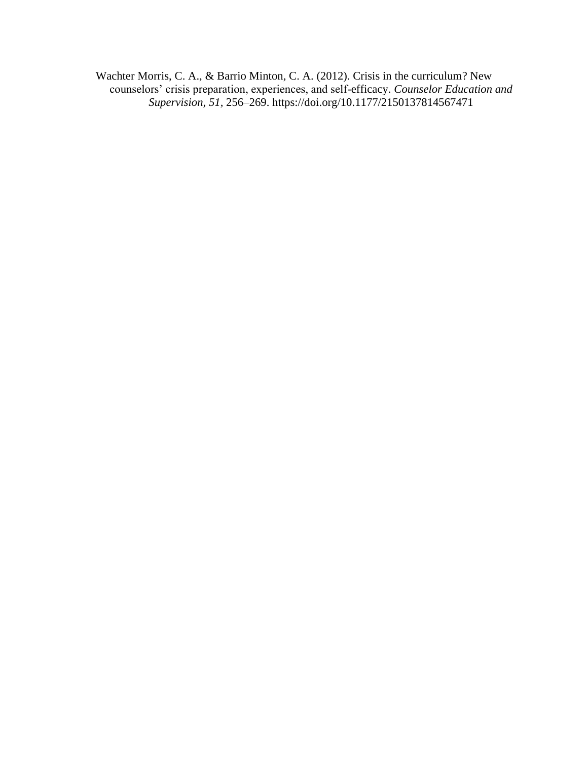Wachter Morris, C. A., & Barrio Minton, C. A. (2012). Crisis in the curriculum? New counselors' crisis preparation, experiences, and self-efficacy. *Counselor Education and Supervision, 51,* 256–269. https://doi.org/10.1177/2150137814567471